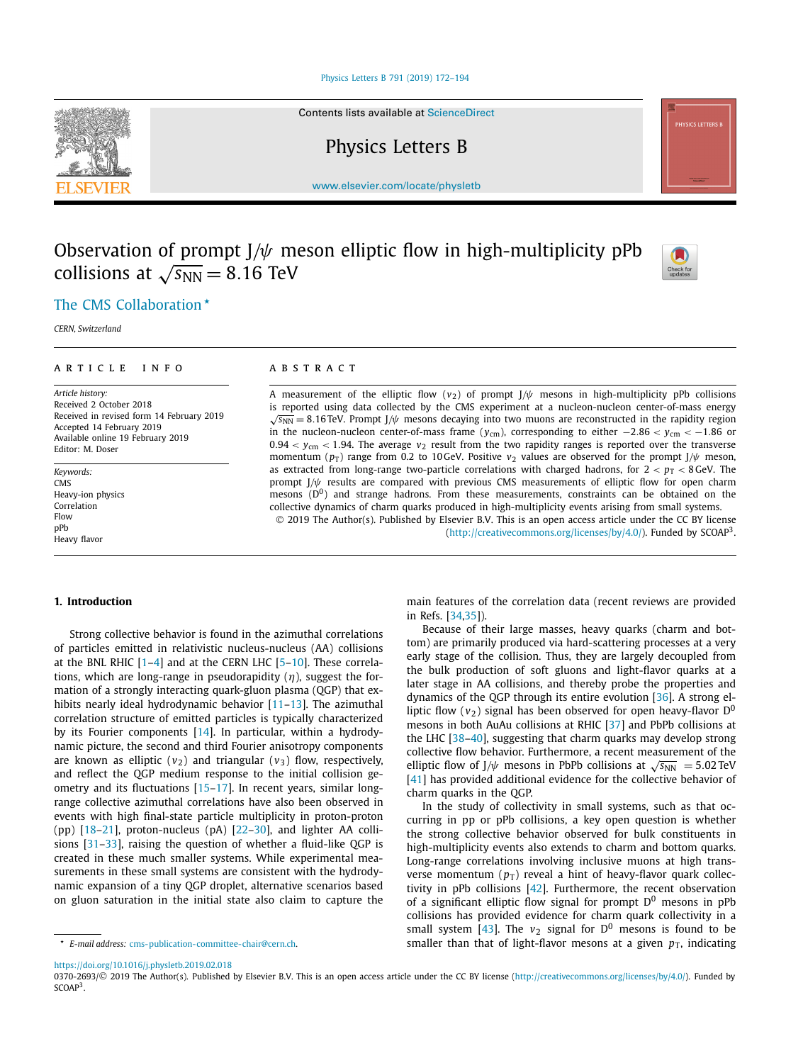# Observation of prompt J/$\psi$ meson elliptic flow in high-multiplicity pPb collisions at $\sqrt{s_{NN}} = 8.16$ TeV

The CMS Collaboration *

*CERN, Switzerland*

## ARTICLE INFO

*Article history:*
Received 2 October 2018
Received in revised form 14 February 2019
Accepted 14 February 2019
Available online 19 February 2019
Editor: M. Doser

*Keywords:*
CMS
Heavy-ion physics
Correlation
Flow
pPb
Heavy flavor

## ABSTRACT

A measurement of the elliptic flow ($v_2$) of prompt J/$\psi$ mesons in high-multiplicity pPb collisions is reported using data collected by the CMS experiment at a nucleon-nucleon center-of-mass energy $\sqrt{s_{NN}} = 8.16$ TeV. Prompt J/$\psi$ mesons decaying into two muons are reconstructed in the rapidity region in the nucleon-nucleon center-of-mass frame ($y_{cm}$), corresponding to either $-2.86 < y_{cm} < -1.86$ or $0.94 < y_{cm} < 1.94$. The average $v_2$ result from the two rapidity ranges is reported over the transverse momentum ($p_T$) range from 0.2 to 10 GeV. Positive $v_2$ values are observed for the prompt J/$\psi$ meson, as extracted from long-range two-particle correlations with charged hadrons, for $2 < p_T < 8$ GeV. The prompt J/$\psi$ results are compared with previous CMS measurements of elliptic flow for open charm mesons ($D^0$) and strange hadrons. From these measurements, constraints can be obtained on the collective dynamics of charm quarks produced in high-multiplicity events arising from small systems.

© 2019 The Author(s). Published by Elsevier B.V. This is an open access article under the CC BY license (http://creativecommons.org/licenses/by/4.0/). Funded by SCOAP[3].

## 1. Introduction

Strong collective behavior is found in the azimuthal correlations of particles emitted in relativistic nucleus-nucleus (AA) collisions at the BNL RHIC [1–4] and at the CERN LHC [5–10]. These correlations, which are long-range in pseudorapidity ($\eta$), suggest the formation of a strongly interacting quark-gluon plasma (QGP) that exhibits nearly ideal hydrodynamic behavior [11–13]. The azimuthal correlation structure of emitted particles is typically characterized by its Fourier components [14]. In particular, within a hydrodynamic picture, the second and third Fourier anisotropy components are known as elliptic ($v_2$) and triangular ($v_3$) flow, respectively, and reflect the QGP medium response to the initial collision geometry and its fluctuations [15–17]. In recent years, similar long-range collective azimuthal correlations have also been observed in events with high final-state particle multiplicity in proton-proton (pp) [18–21], proton-nucleus (pA) [22–30], and lighter AA collisions [31–33], raising the question of whether a fluid-like QGP is created in these much smaller systems. While experimental measurements in these small systems are consistent with the hydrodynamic expansion of a tiny QGP droplet, alternative scenarios based on gluon saturation in the initial state also claim to capture the main features of the correlation data (recent reviews are provided in Refs. [34,35]).

Because of their large masses, heavy quarks (charm and bottom) are primarily produced via hard-scattering processes at a very early stage of the collision. Thus, they are largely decoupled from the bulk production of soft gluons and light-flavor quarks at a later stage in AA collisions, and thereby probe the properties and dynamics of the QGP through its entire evolution [36]. A strong elliptic flow ($v_2$) signal has been observed for open heavy-flavor $D^0$ mesons in both AuAu collisions at RHIC [37] and PbPb collisions at the LHC [38–40], suggesting that charm quarks may develop strong collective flow behavior. Furthermore, a recent measurement of the elliptic flow of J/$\psi$ mesons in PbPb collisions at $\sqrt{s_{NN}} = 5.02$ TeV [41] has provided additional evidence for the collective behavior of charm quarks in the QGP.

In the study of collectivity in small systems, such as that occurring in pp or pPb collisions, a key open question is whether the strong collective behavior observed for bulk constituents in high-multiplicity events also extends to charm and bottom quarks. Long-range correlations involving inclusive muons at high transverse momentum ($p_T$) reveal a hint of heavy-flavor quark collectivity in pPb collisions [42]. Furthermore, the recent observation of a significant elliptic flow signal for prompt $D^0$ mesons in pPb collisions has provided evidence for charm quark collectivity in a small system [43]. The $v_2$ signal for $D^0$ mesons is found to be smaller than that of light-flavor mesons at a given $p_T$, indicating

* *E-mail address:* cms-publication-committee-chair@cern.ch.

https://doi.org/10.1016/j.physletb.2019.02.018
0370-2693/© 2019 The Author(s). Published by Elsevier B.V. This is an open access article under the CC BY license (http://creativecommons.org/licenses/by/4.0/). Funded by SCOAP[3].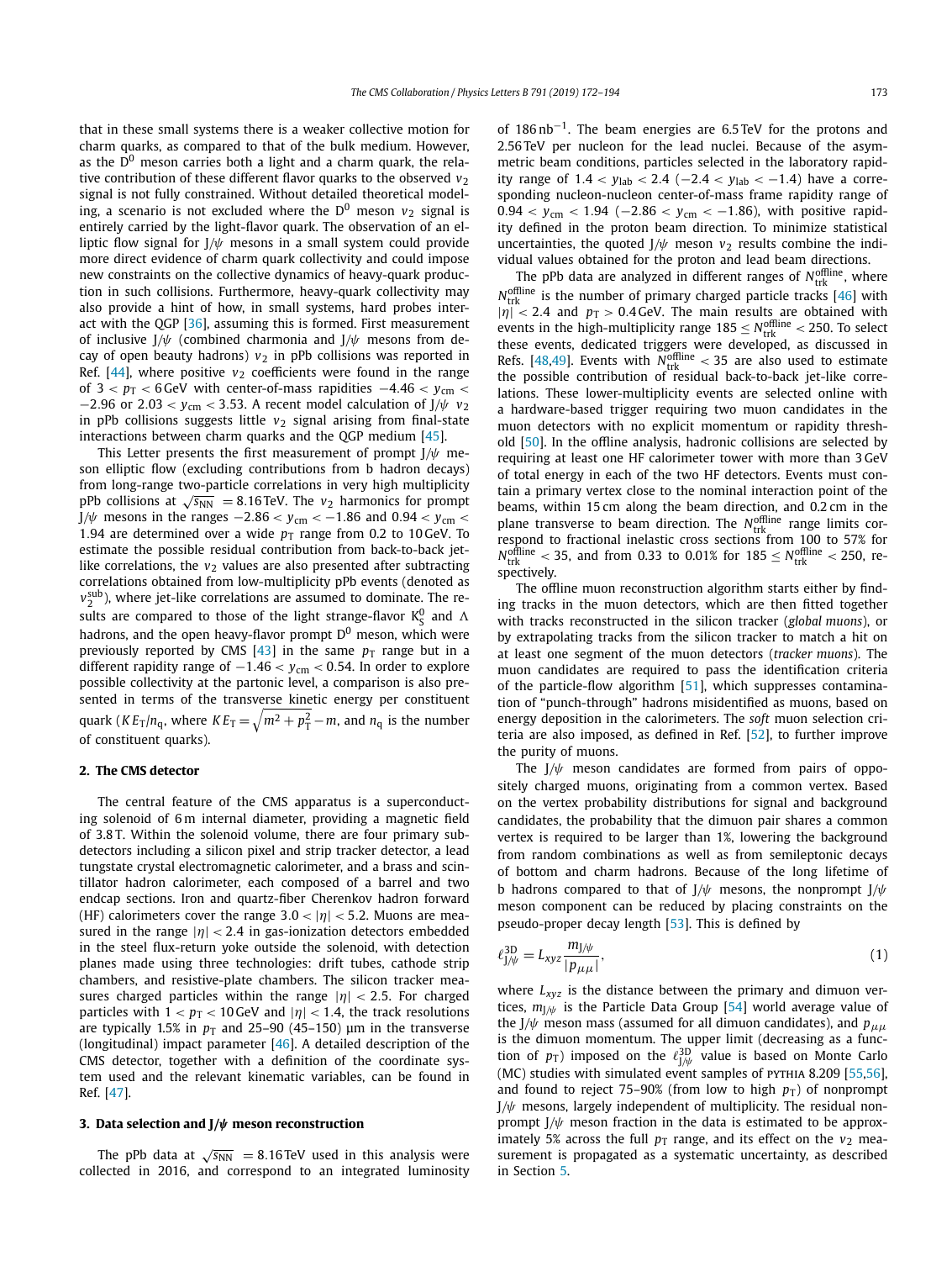that in these small systems there is a weaker collective motion for charm quarks, as compared to that of the bulk medium. However, as the $D^0$ meson carries both a light and a charm quark, the relative contribution of these different flavor quarks to the observed $v_2$ signal is not fully constrained. Without detailed theoretical modeling, a scenario is not excluded where the $D^0$ meson $v_2$ signal is entirely carried by the light-flavor quark. The observation of an elliptic flow signal for J/ψ mesons in a small system could provide more direct evidence of charm quark collectivity and could impose new constraints on the collective dynamics of heavy-quark production in such collisions. Furthermore, heavy-quark collectivity may also provide a hint of how, in small systems, hard probes interact with the QGP [36], assuming this is formed. First measurement of inclusive J/ψ (combined charmonia and J/ψ mesons from decay of open beauty hadrons) $v_2$ in pPb collisions was reported in Ref. [44], where positive $v_2$ coefficients were found in the range of $3 < p_T < 6$ GeV with center-of-mass rapidities $-4.46 < y_{cm} < -2.96$ or $2.03 < y_{cm} < 3.53$. A recent model calculation of J/ψ $v_2$ in pPb collisions suggests little $v_2$ signal arising from final-state interactions between charm quarks and the QGP medium [45].

This Letter presents the first measurement of prompt J/ψ meson elliptic flow (excluding contributions from b hadron decays) from long-range two-particle correlations in very high multiplicity pPb collisions at $\sqrt{s_{NN}} = 8.16$ TeV. The $v_2$ harmonics for prompt J/ψ mesons in the ranges $-2.86 < y_{cm} < -1.86$ and $0.94 < y_{cm} < 1.94$ are determined over a wide $p_T$ range from 0.2 to 10 GeV. To estimate the possible residual contribution from back-to-back jet-like correlations, the $v_2$ values are also presented after subtracting correlations obtained from low-multiplicity pPb events (denoted as $v_2^{sub}$), where jet-like correlations are assumed to dominate. The results are compared to those of the light strange-flavor $K^0_S$ and Λ hadrons, and the open heavy-flavor prompt $D^0$ meson, which were previously reported by CMS [43] in the same $p_T$ range but in a different rapidity range of $-1.46 < y_{cm} < 0.54$. In order to explore possible collectivity at the partonic level, a comparison is also presented in terms of the transverse kinetic energy per constituent quark ($KE_T/n_q$, where $KE_T = \sqrt{m^2 + p_T^2} - m$, and $n_q$ is the number of constituent quarks).

## 2. The CMS detector

The central feature of the CMS apparatus is a superconducting solenoid of 6 m internal diameter, providing a magnetic field of 3.8 T. Within the solenoid volume, there are four primary subdetectors including a silicon pixel and strip tracker detector, a lead tungstate crystal electromagnetic calorimeter, and a brass and scintillator hadron calorimeter, each composed of a barrel and two endcap sections. Iron and quartz-fiber Cherenkov hadron forward (HF) calorimeters cover the range $3.0 < |\eta| < 5.2$. Muons are measured in the range $|\eta| < 2.4$ in gas-ionization detectors embedded in the steel flux-return yoke outside the solenoid, with detection planes made using three technologies: drift tubes, cathode strip chambers, and resistive-plate chambers. The silicon tracker measures charged particles within the range $|\eta| < 2.5$. For charged particles with $1 < p_T < 10$ GeV and $|\eta| < 1.4$, the track resolutions are typically 1.5% in $p_T$ and 25–90 (45–150) μm in the transverse (longitudinal) impact parameter [46]. A detailed description of the CMS detector, together with a definition of the coordinate system used and the relevant kinematic variables, can be found in Ref. [47].

## 3. Data selection and J/ψ meson reconstruction

The pPb data at $\sqrt{s_{NN}} = 8.16$ TeV used in this analysis were collected in 2016, and correspond to an integrated luminosity of 186 nb$^{-1}$. The beam energies are 6.5 TeV for the protons and 2.56 TeV per nucleon for the lead nuclei. Because of the asymmetric beam conditions, particles selected in the laboratory rapidity range of $1.4 < y_{lab} < 2.4$ ($-2.4 < y_{lab} < -1.4$) have a corresponding nucleon-nucleon center-of-mass frame rapidity range of $0.94 < y_{cm} < 1.94$ ($-2.86 < y_{cm} < -1.86$), with positive rapidity defined in the proton beam direction. To minimize statistical uncertainties, the quoted J/ψ meson $v_2$ results combine the individual values obtained for the proton and lead beam directions.

The pPb data are analyzed in different ranges of $N_{trk}^{offline}$, where $N_{trk}^{offline}$ is the number of primary charged particle tracks [46] with $|\eta| < 2.4$ and $p_T > 0.4$ GeV. The main results are obtained with events in the high-multiplicity range $185 \leq N_{trk}^{offline} < 250$. To select these events, dedicated triggers were developed, as discussed in Refs. [48,49]. Events with $N_{trk}^{offline} < 35$ are also used to estimate the possible contribution of residual back-to-back jet-like correlations. These lower-multiplicity events are selected online with a hardware-based trigger requiring two muon candidates in the muon detectors with no explicit momentum or rapidity threshold [50]. In the offline analysis, hadronic collisions are selected by requiring at least one HF calorimeter tower with more than 3 GeV of total energy in each of the two HF detectors. Events must contain a primary vertex close to the nominal interaction point of the beams, within 15 cm along the beam direction, and 0.2 cm in the plane transverse to beam direction. The $N_{trk}^{offline}$ range limits correspond to fractional inelastic cross sections from 100 to 57% for $N_{trk}^{offline} < 35$, and from 0.33 to 0.01% for $185 \leq N_{trk}^{offline} < 250$, respectively.

The offline muon reconstruction algorithm starts either by finding tracks in the muon detectors, which are then fitted together with tracks reconstructed in the silicon tracker (*global muons*), or by extrapolating tracks from the silicon tracker to match a hit on at least one segment of the muon detectors (*tracker muons*). The muon candidates are required to pass the identification criteria of the particle-flow algorithm [51], which suppresses contamination of "punch-through" hadrons misidentified as muons, based on energy deposition in the calorimeters. The *soft* muon selection criteria are also imposed, as defined in Ref. [52], to further improve the purity of muons.

The J/ψ meson candidates are formed from pairs of oppositely charged muons, originating from a common vertex. Based on the vertex probability distributions for signal and background candidates, the probability that the dimuon pair shares a common vertex is required to be larger than 1%, lowering the background from random combinations as well as from semileptonic decays of bottom and charm hadrons. Because of the long lifetime of b hadrons compared to that of J/ψ mesons, the nonprompt J/ψ meson component can be reduced by placing constraints on the pseudo-proper decay length [53]. This is defined by

$$\ell_{J/\psi}^{3D} = L_{xyz} \frac{m_{J/\psi}}{|p_{\mu\mu}|}, \tag{1}$$

where $L_{xyz}$ is the distance between the primary and dimuon vertices, $m_{J/\psi}$ is the Particle Data Group [54] world average value of the J/ψ meson mass (assumed for all dimuon candidates), and $p_{\mu\mu}$ is the dimuon momentum. The upper limit (decreasing as a function of $p_T$) imposed on the $\ell_{J/\psi}^{3D}$ value is based on Monte Carlo (MC) studies with simulated event samples of PYTHIA 8.209 [55,56], and found to reject 75–90% (from low to high $p_T$) of nonprompt J/ψ mesons, largely independent of multiplicity. The residual nonprompt J/ψ meson fraction in the data is estimated to be approximately 5% across the full $p_T$ range, and its effect on the $v_2$ measurement is propagated as a systematic uncertainty, as described in Section 5.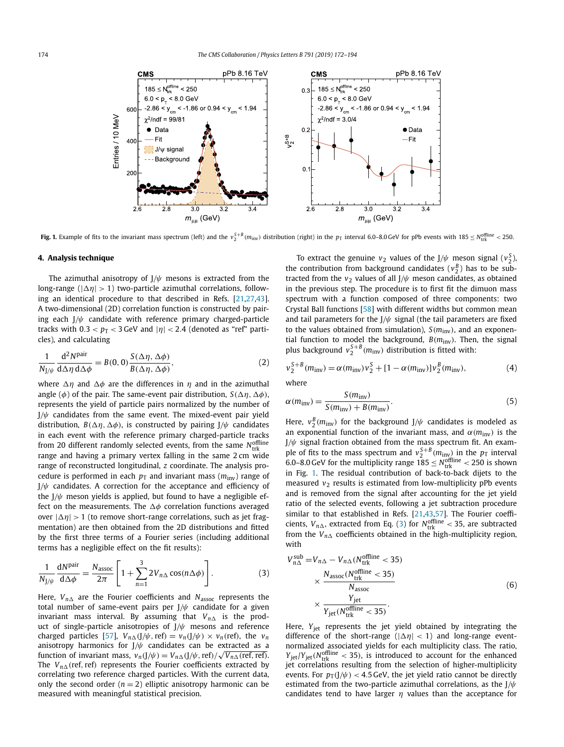**Fig. 1.** Example of fits to the invariant mass spectrum (left) and the $v_2^{S+B}(m_{\mathrm{inv}})$ distribution (right) in the $p_{\mathrm{T}}$ interval 6.0–8.0 GeV for pPb events with $185 \le N_{\mathrm{trk}}^{\mathrm{offline}} < 250$.

## 4. Analysis technique

The azimuthal anisotropy of J/$\psi$ mesons is extracted from the long-range ($|\Delta\eta| > 1$) two-particle azimuthal correlations, following an identical procedure to that described in Refs. [21,27,43]. A two-dimensional (2D) correlation function is constructed by pairing each J/$\psi$ candidate with reference primary charged-particle tracks with $0.3 < p_{\mathrm{T}} < 3$ GeV and $|\eta| < 2.4$ (denoted as "ref" particles), and calculating

$$\frac{1}{N_{\mathrm{J}/\psi}} \frac{\mathrm{d}^2 N^{\mathrm{pair}}}{\mathrm{d}\Delta\eta\,\mathrm{d}\Delta\phi} = B(0,0)\frac{S(\Delta\eta,\Delta\phi)}{B(\Delta\eta,\Delta\phi)}, \tag{2}$$

where $\Delta\eta$ and $\Delta\phi$ are the differences in $\eta$ and in the azimuthal angle ($\phi$) of the pair. The same-event pair distribution, $S(\Delta\eta, \Delta\phi)$, represents the yield of particle pairs normalized by the number of J/$\psi$ candidates from the same event. The mixed-event pair yield distribution, $B(\Delta\eta, \Delta\phi)$, is constructed by pairing J/$\psi$ candidates in each event with the reference primary charged-particle tracks from 20 different randomly selected events, from the same $N_{\mathrm{trk}}^{\mathrm{offline}}$ range and having a primary vertex falling in the same 2 cm wide range of reconstructed longitudinal, $z$ coordinate. The analysis procedure is performed in each $p_{\mathrm{T}}$ and invariant mass ($m_{\mathrm{inv}}$) range of J/$\psi$ candidates. A correction for the acceptance and efficiency of the J/$\psi$ meson yields is applied, but found to have a negligible effect on the measurements. The $\Delta\phi$ correlation functions averaged over $|\Delta\eta| > 1$ (to remove short-range correlations, such as jet fragmentation) are then obtained from the 2D distributions and fitted by the first three terms of a Fourier series (including additional terms has a negligible effect on the fit results):

$$\frac{1}{N_{\mathrm{J}/\psi}} \frac{\mathrm{d}N^{\mathrm{pair}}}{\mathrm{d}\Delta\phi} = \frac{N_{\mathrm{assoc}}}{2\pi}\left[1 + \sum_{n=1}^{3} 2V_{n\Delta}\cos(n\Delta\phi)\right]. \tag{3}$$

Here, $V_{n\Delta}$ are the Fourier coefficients and $N_{\mathrm{assoc}}$ represents the total number of same-event pairs per J/$\psi$ candidate for a given invariant mass interval. By assuming that $V_{n\Delta}$ is the product of single-particle anisotropies of J/$\psi$ mesons and reference charged particles [57], $V_{n\Delta}(\mathrm{J}/\psi, \mathrm{ref}) = v_n(\mathrm{J}/\psi) \times v_n(\mathrm{ref})$, the $v_n$ anisotropy harmonics for J/$\psi$ candidates can be extracted as a function of invariant mass, $v_n(\mathrm{J}/\psi) = V_{n\Delta}(\mathrm{J}/\psi, \mathrm{ref})/\sqrt{V_{n\Delta}(\mathrm{ref}, \mathrm{ref})}$. The $V_{n\Delta}(\mathrm{ref}, \mathrm{ref})$ represents the Fourier coefficients extracted by correlating two reference charged particles. With the current data, only the second order ($n = 2$) elliptic anisotropy harmonic can be measured with meaningful statistical precision.

To extract the genuine $v_2$ values of the J/$\psi$ meson signal ($v_2^S$), the contribution from background candidates ($v_2^B$) has to be subtracted from the $v_2$ values of all J/$\psi$ meson candidates, as obtained in the previous step. The procedure is to first fit the dimuon mass spectrum with a function composed of three components: two Crystal Ball functions [58] with different widths but common mean and tail parameters for the J/$\psi$ signal (the tail parameters are fixed to the values obtained from simulation), $S(m_{\mathrm{inv}})$, and an exponential function to model the background, $B(m_{\mathrm{inv}})$. Then, the signal plus background $v_2^{S+B}(m_{\mathrm{inv}})$ distribution is fitted with:

$$v_2^{S+B}(m_{\mathrm{inv}}) = \alpha(m_{\mathrm{inv}})v_2^S + [1 - \alpha(m_{\mathrm{inv}})]v_2^B(m_{\mathrm{inv}}), \tag{4}$$

where

$$\alpha(m_{\mathrm{inv}}) = \frac{S(m_{\mathrm{inv}})}{S(m_{\mathrm{inv}}) + B(m_{\mathrm{inv}})}. \tag{5}$$

Here, $v_2^B(m_{\mathrm{inv}})$ for the background J/$\psi$ candidates is modeled as an exponential function of the invariant mass, and $\alpha(m_{\mathrm{inv}})$ is the J/$\psi$ signal fraction obtained from the mass spectrum fit. An example of fits to the mass spectrum and $v_2^{S+B}(m_{\mathrm{inv}})$ in the $p_{\mathrm{T}}$ interval 6.0–8.0 GeV for the multiplicity range $185 \le N_{\mathrm{trk}}^{\mathrm{offline}} < 250$ is shown in Fig. 1. The residual contribution of back-to-back dijets to the measured $v_2$ results is estimated from low-multiplicity pPb events and is removed from the signal after accounting for the jet yield ratio of the selected events, following a jet subtraction procedure similar to that established in Refs. [21,43,57]. The Fourier coefficients, $V_{n\Delta}$, extracted from Eq. (3) for $N_{\mathrm{trk}}^{\mathrm{offline}} < 35$, are subtracted from the $V_{n\Delta}$ coefficients obtained in the high-multiplicity region, with

$$\begin{aligned} V_{n\Delta}^{\mathrm{sub}} = {} & V_{n\Delta} - V_{n\Delta}(N_{\mathrm{trk}}^{\mathrm{offline}} < 35) \\ & \times \frac{N_{\mathrm{assoc}}(N_{\mathrm{trk}}^{\mathrm{offline}} < 35)}{N_{\mathrm{assoc}}} \\ & \times \frac{Y_{\mathrm{jet}}}{Y_{\mathrm{jet}}(N_{\mathrm{trk}}^{\mathrm{offline}} < 35)}. \end{aligned} \tag{6}$$

Here, $Y_{\mathrm{jet}}$ represents the jet yield obtained by integrating the difference of the short-range ($|\Delta\eta| < 1$) and long-range event-normalized associated yields for each multiplicity class. The ratio, $Y_{\mathrm{jet}}/Y_{\mathrm{jet}}(N_{\mathrm{trk}}^{\mathrm{offline}} < 35)$, is introduced to account for the enhanced jet correlations resulting from the selection of higher-multiplicity events. For $p_{\mathrm{T}}(\mathrm{J}/\psi) < 4.5$ GeV, the jet yield ratio cannot be directly estimated from the two-particle azimuthal correlations, as the J/$\psi$ candidates tend to have larger $\eta$ values than the acceptance for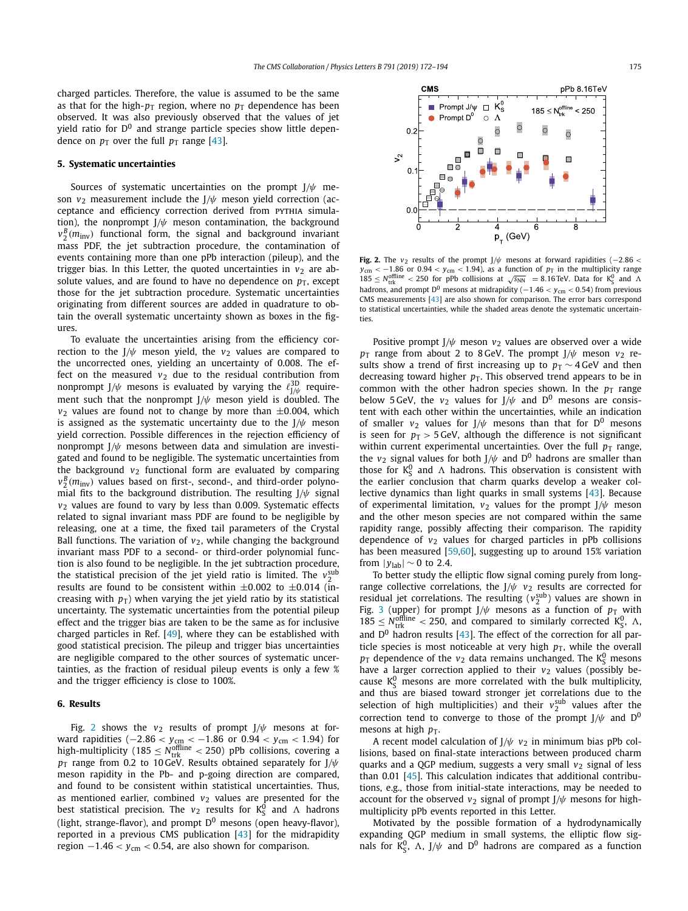charged particles. Therefore, the value is assumed to be the same as that for the high-$p_T$ region, where no $p_T$ dependence has been observed. It was also previously observed that the values of jet yield ratio for $D^0$ and strange particle species show little dependence on $p_T$ over the full $p_T$ range [43].

## 5. Systematic uncertainties

Sources of systematic uncertainties on the prompt J/$\psi$ meson $v_2$ measurement include the J/$\psi$ meson yield correction (acceptance and efficiency correction derived from PYTHIA simulation), the nonprompt J/$\psi$ meson contamination, the background $v_2^B(m_{inv})$ functional form, the signal and background invariant mass PDF, the jet subtraction procedure, the contamination of events containing more than one pPb interaction (pileup), and the trigger bias. In this Letter, the quoted uncertainties in $v_2$ are absolute values, and are found to have no dependence on $p_T$, except those for the jet subtraction procedure. Systematic uncertainties originating from different sources are added in quadrature to obtain the overall systematic uncertainty shown as boxes in the figures.

To evaluate the uncertainties arising from the efficiency correction to the J/$\psi$ meson yield, the $v_2$ values are compared to the uncorrected ones, yielding an uncertainty of 0.008. The effect on the measured $v_2$ due to the residual contribution from nonprompt J/$\psi$ mesons is evaluated by varying the $\ell_{J/\psi}^{3D}$ requirement such that the nonprompt J/$\psi$ meson yield is doubled. The $v_2$ values are found not to change by more than $\pm 0.004$, which is assigned as the systematic uncertainty due to the J/$\psi$ meson yield correction. Possible differences in the rejection efficiency of nonprompt J/$\psi$ mesons between data and simulation are investigated and found to be negligible. The systematic uncertainties from the background $v_2$ functional form are evaluated by comparing $v_2^B(m_{inv})$ values based on first-, second-, and third-order polynomial fits to the background distribution. The resulting J/$\psi$ signal $v_2$ values are found to vary by less than 0.009. Systematic effects related to signal invariant mass PDF are found to be negligible by releasing, one at a time, the fixed tail parameters of the Crystal Ball functions. The variation of $v_2$, while changing the background invariant mass PDF to a second- or third-order polynomial function is also found to be negligible. In the jet subtraction procedure, the statistical precision of the jet yield ratio is limited. The $v_2^{sub}$ results are found to be consistent within $\pm 0.002$ to $\pm 0.014$ (increasing with $p_T$) when varying the jet yield ratio by its statistical uncertainty. The systematic uncertainties from the potential pileup effect and the trigger bias are taken to be the same as for inclusive charged particles in Ref. [49], where they can be established with good statistical precision. The pileup and trigger bias uncertainties are negligible compared to the other sources of systematic uncertainties, as the fraction of residual pileup events is only a few % and the trigger efficiency is close to 100%.

## 6. Results

Fig. 2 shows the $v_2$ results of prompt J/$\psi$ mesons at forward rapidities ($-2.86 < y_{cm} < -1.86$ or $0.94 < y_{cm} < 1.94$) for high-multiplicity ($185 \leq N_{trk}^{offline} < 250$) pPb collisions, covering a $p_T$ range from 0.2 to 10 GeV. Results obtained separately for J/$\psi$ meson rapidity in the Pb- and p-going direction are compared, and found to be consistent within statistical uncertainties. Thus, as mentioned earlier, combined $v_2$ values are presented for the best statistical precision. The $v_2$ results for $K_S^0$ and $\Lambda$ hadrons (light, strange-flavor), and prompt $D^0$ mesons (open heavy-flavor), reported in a previous CMS publication [43] for the midrapidity region $-1.46 < y_{cm} < 0.54$, are also shown for comparison.

**Fig. 2.** The $v_2$ results of the prompt J/$\psi$ mesons at forward rapidities ($-2.86 < y_{cm} < -1.86$ or $0.94 < y_{cm} < 1.94$), as a function of $p_T$ in the multiplicity range $185 \leq N_{trk}^{offline} < 250$ for pPb collisions at $\sqrt{s_{NN}} = 8.16$ TeV. Data for $K_S^0$ and $\Lambda$ hadrons, and prompt $D^0$ mesons at midrapidity ($-1.46 < y_{cm} < 0.54$) from previous CMS measurements [43] are also shown for comparison. The error bars correspond to statistical uncertainties, while the shaded areas denote the systematic uncertainties.

Positive prompt J/$\psi$ meson $v_2$ values are observed over a wide $p_T$ range from about 2 to 8 GeV. The prompt J/$\psi$ meson $v_2$ results show a trend of first increasing up to $p_T \sim 4$ GeV and then decreasing toward higher $p_T$. This observed trend appears to be in common with the other hadron species shown. In the $p_T$ range below 5 GeV, the $v_2$ values for J/$\psi$ and $D^0$ mesons are consistent with each other within the uncertainties, while an indication of smaller $v_2$ values for J/$\psi$ mesons than that for $D^0$ mesons is seen for $p_T > 5$ GeV, although the difference is not significant within current experimental uncertainties. Over the full $p_T$ range, the $v_2$ signal values for both J/$\psi$ and $D^0$ hadrons are smaller than those for $K_S^0$ and $\Lambda$ hadrons. This observation is consistent with the earlier conclusion that charm quarks develop a weaker collective dynamics than light quarks in small systems [43]. Because of experimental limitation, $v_2$ values for the prompt J/$\psi$ meson and the other meson species are not compared within the same rapidity range, possibly affecting their comparison. The rapidity dependence of $v_2$ values for charged particles in pPb collisions has been measured [59,60], suggesting up to around 15% variation from $|y_{lab}| \sim 0$ to 2.4.

To better study the elliptic flow signal coming purely from long-range collective correlations, the J/$\psi$ $v_2$ results are corrected for residual jet correlations. The resulting ($v_2^{sub}$) values are shown in Fig. 3 (upper) for prompt J/$\psi$ mesons as a function of $p_T$ with $185 \leq N_{trk}^{offline} < 250$, and compared to similarly corrected $K_S^0$, $\Lambda$, and $D^0$ hadron results [43]. The effect of the correction for all particle species is most noticeable at very high $p_T$, while the overall $p_T$ dependence of the $v_2$ data remains unchanged. The $K_S^0$ mesons have a larger correction applied to their $v_2$ values (possibly because $K_S^0$ mesons are more correlated with the bulk multiplicity, and thus are biased toward stronger jet correlations due to the selection of high multiplicities) and their $v_2^{sub}$ values after the correction tend to converge to those of the prompt J/$\psi$ and $D^0$ mesons at high $p_T$.

A recent model calculation of J/$\psi$ $v_2$ in minimum bias pPb collisions, based on final-state interactions between produced charm quarks and a QGP medium, suggests a very small $v_2$ signal of less than 0.01 [45]. This calculation indicates that additional contributions, e.g., those from initial-state interactions, may be needed to account for the observed $v_2$ signal of prompt J/$\psi$ mesons for high-multiplicity pPb events reported in this Letter.

Motivated by the possible formation of a hydrodynamically expanding QGP medium in small systems, the elliptic flow signals for $K_S^0$, $\Lambda$, J/$\psi$ and $D^0$ hadrons are compared as a function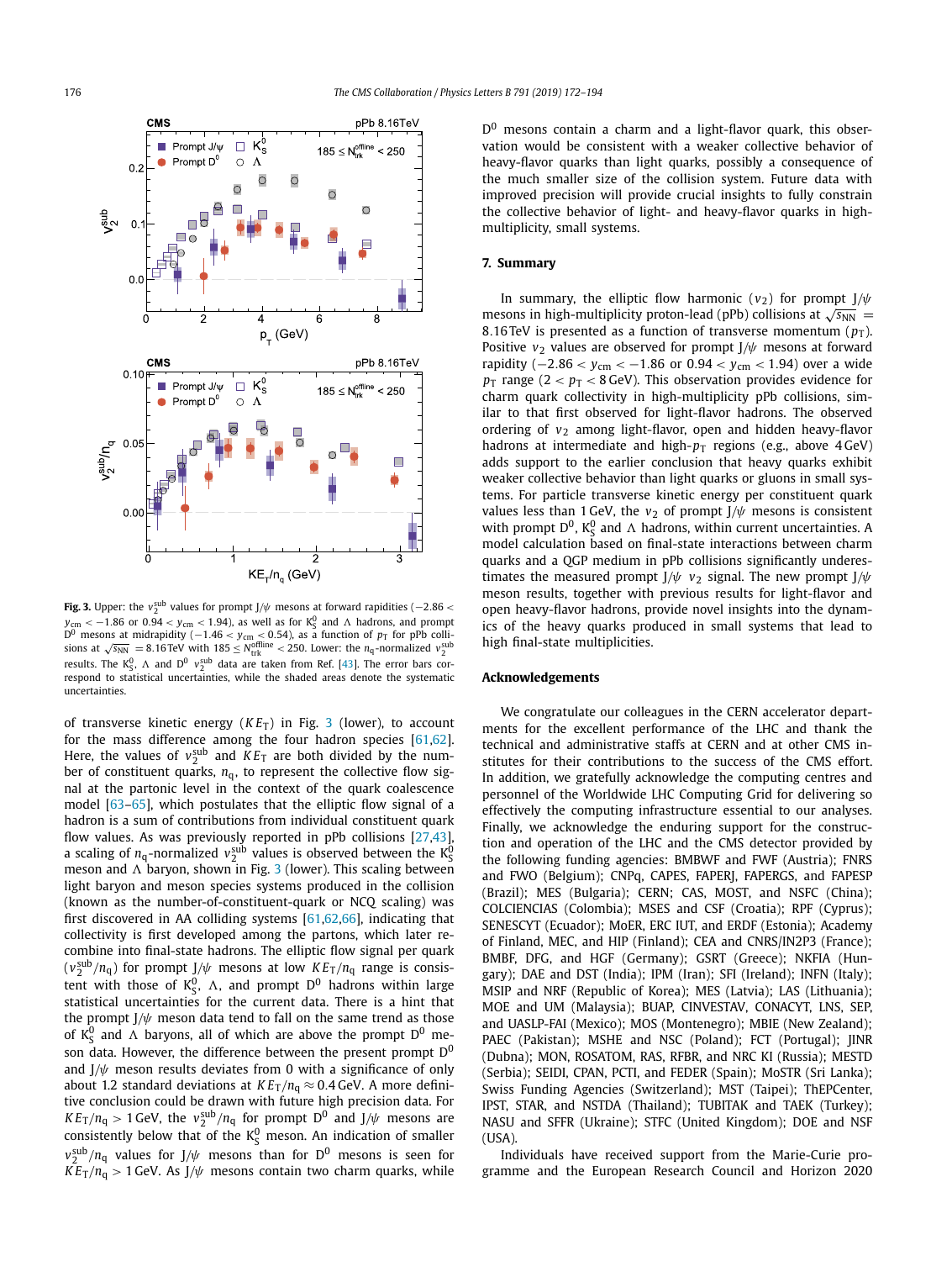CMS

pPb 8.16TeV

Prompt J/ψ

Prompt $D^0$

$K_S^0$

Λ

$185 \le N_{trk}^{offline} < 250$

$v_2^{sub}$

0.2

0.1

0.0

0

2

4

6

8

$p_T$ (GeV)

CMS

pPb 8.16TeV

Prompt J/ψ

Prompt $D^0$

$K_S^0$

Λ

$185 \le N_{trk}^{offline} < 250$

$v_2^{sub}/n_q$

0.10

0.05

0.00

0

1

2

3

$KE_T/n_q$ (GeV)

**Fig. 3.** Upper: the $v_2^{sub}$ values for prompt J/ψ mesons at forward rapidities ($-2.86 < y_{cm} < -1.86$ or $0.94 < y_{cm} < 1.94$), as well as for $K_S^0$ and Λ hadrons, and prompt $D^0$ mesons at midrapidity ($-1.46 < y_{cm} < 0.54$), as a function of $p_T$ for pPb collisions at $\sqrt{s_{NN}} = 8.16$ TeV with $185 \le N_{trk}^{offline} < 250$. Lower: the $n_q$-normalized $v_2^{sub}$ results. The $K_S^0$, Λ and $D^0$ $v_2^{sub}$ data are taken from Ref. [43]. The error bars correspond to statistical uncertainties, while the shaded areas denote the systematic uncertainties.

of transverse kinetic energy ($KE_T$) in Fig. 3 (lower), to account for the mass difference among the four hadron species [61,62]. Here, the values of $v_2^{sub}$ and $KE_T$ are both divided by the number of constituent quarks, $n_q$, to represent the collective flow signal at the partonic level in the context of the quark coalescence model [63–65], which postulates that the elliptic flow signal of a hadron is a sum of contributions from individual constituent quark flow values. As was previously reported in pPb collisions [27,43], a scaling of $n_q$-normalized $v_2^{sub}$ values is observed between the $K_S^0$ meson and Λ baryon, shown in Fig. 3 (lower). This scaling between light baryon and meson species systems produced in the collision (known as the number-of-constituent-quark or NCQ scaling) was first discovered in AA colliding systems [61,62,66], indicating that collectivity is first developed among the partons, which later recombine into final-state hadrons. The elliptic flow signal per quark ($v_2^{sub}/n_q$) for prompt J/ψ mesons at low $KE_T/n_q$ range is consistent with those of $K_S^0$, Λ, and prompt $D^0$ hadrons within large statistical uncertainties for the current data. There is a hint that the prompt J/ψ meson data tend to fall on the same trend as those of $K_S^0$ and Λ baryons, all of which are above the prompt $D^0$ meson data. However, the difference between the present prompt $D^0$ and J/ψ meson results deviates from 0 with a significance of only about 1.2 standard deviations at $KE_T/n_q \approx 0.4$ GeV. A more definitive conclusion could be drawn with future high precision data. For $KE_T/n_q > 1$ GeV, the $v_2^{sub}/n_q$ for prompt $D^0$ and J/ψ mesons are consistently below that of the $K_S^0$ meson. An indication of smaller $v_2^{sub}/n_q$ values for J/ψ mesons than for $D^0$ mesons is seen for $KE_T/n_q > 1$ GeV. As J/ψ mesons contain two charm quarks, while $D^0$ mesons contain a charm and a light-flavor quark, this observation would be consistent with a weaker collective behavior of heavy-flavor quarks than light quarks, possibly a consequence of the much smaller size of the collision system. Future data with improved precision will provide crucial insights to fully constrain the collective behavior of light- and heavy-flavor quarks in high-multiplicity, small systems.

## 7. Summary

In summary, the elliptic flow harmonic ($v_2$) for prompt J/ψ mesons in high-multiplicity proton-lead (pPb) collisions at $\sqrt{s_{NN}} = 8.16$ TeV is presented as a function of transverse momentum ($p_T$). Positive $v_2$ values are observed for prompt J/ψ mesons at forward rapidity ($-2.86 < y_{cm} < -1.86$ or $0.94 < y_{cm} < 1.94$) over a wide $p_T$ range ($2 < p_T < 8$ GeV). This observation provides evidence for charm quark collectivity in high-multiplicity pPb collisions, similar to that first observed for light-flavor hadrons. The observed ordering of $v_2$ among light-flavor, open and hidden heavy-flavor hadrons at intermediate and high-$p_T$ regions (e.g., above 4 GeV) adds support to the earlier conclusion that heavy quarks exhibit weaker collective behavior than light quarks or gluons in small systems. For particle transverse kinetic energy per constituent quark values less than 1 GeV, the $v_2$ of prompt J/ψ mesons is consistent with prompt $D^0$, $K_S^0$ and Λ hadrons, within current uncertainties. A model calculation based on final-state interactions between charm quarks and a QGP medium in pPb collisions significantly underestimates the measured prompt J/ψ $v_2$ signal. The new prompt J/ψ meson results, together with previous results for light-flavor and open heavy-flavor hadrons, provide novel insights into the dynamics of the heavy quarks produced in small systems that lead to high final-state multiplicities.

## Acknowledgements

We congratulate our colleagues in the CERN accelerator departments for the excellent performance of the LHC and thank the technical and administrative staffs at CERN and at other CMS institutes for their contributions to the success of the CMS effort. In addition, we gratefully acknowledge the computing centres and personnel of the Worldwide LHC Computing Grid for delivering so effectively the computing infrastructure essential to our analyses. Finally, we acknowledge the enduring support for the construction and operation of the LHC and the CMS detector provided by the following funding agencies: BMBWF and FWF (Austria); FNRS and FWO (Belgium); CNPq, CAPES, FAPERJ, FAPERGS, and FAPESP (Brazil); MES (Bulgaria); CERN; CAS, MOST, and NSFC (China); COLCIENCIAS (Colombia); MSES and CSF (Croatia); RPF (Cyprus); SENESCYT (Ecuador); MoER, ERC IUT, and ERDF (Estonia); Academy of Finland, MEC, and HIP (Finland); CEA and CNRS/IN2P3 (France); BMBF, DFG, and HGF (Germany); GSRT (Greece); NKFIA (Hungary); DAE and DST (India); IPM (Iran); SFI (Ireland); INFN (Italy); MSIP and NRF (Republic of Korea); MES (Latvia); LAS (Lithuania); MOE and UM (Malaysia); BUAP, CINVESTAV, CONACYT, LNS, SEP, and UASLP-FAI (Mexico); MOS (Montenegro); MBIE (New Zealand); PAEC (Pakistan); MSHE and NSC (Poland); FCT (Portugal); JINR (Dubna); MON, ROSATOM, RAS, RFBR, and NRC KI (Russia); MESTD (Serbia); SEIDI, CPAN, PCTI, and FEDER (Spain); MoSTR (Sri Lanka); Swiss Funding Agencies (Switzerland); MST (Taipei); ThEPCenter, IPST, STAR, and NSTDA (Thailand); TUBITAK and TAEK (Turkey); NASU and SFFR (Ukraine); STFC (United Kingdom); DOE and NSF (USA).

Individuals have received support from the Marie-Curie programme and the European Research Council and Horizon 2020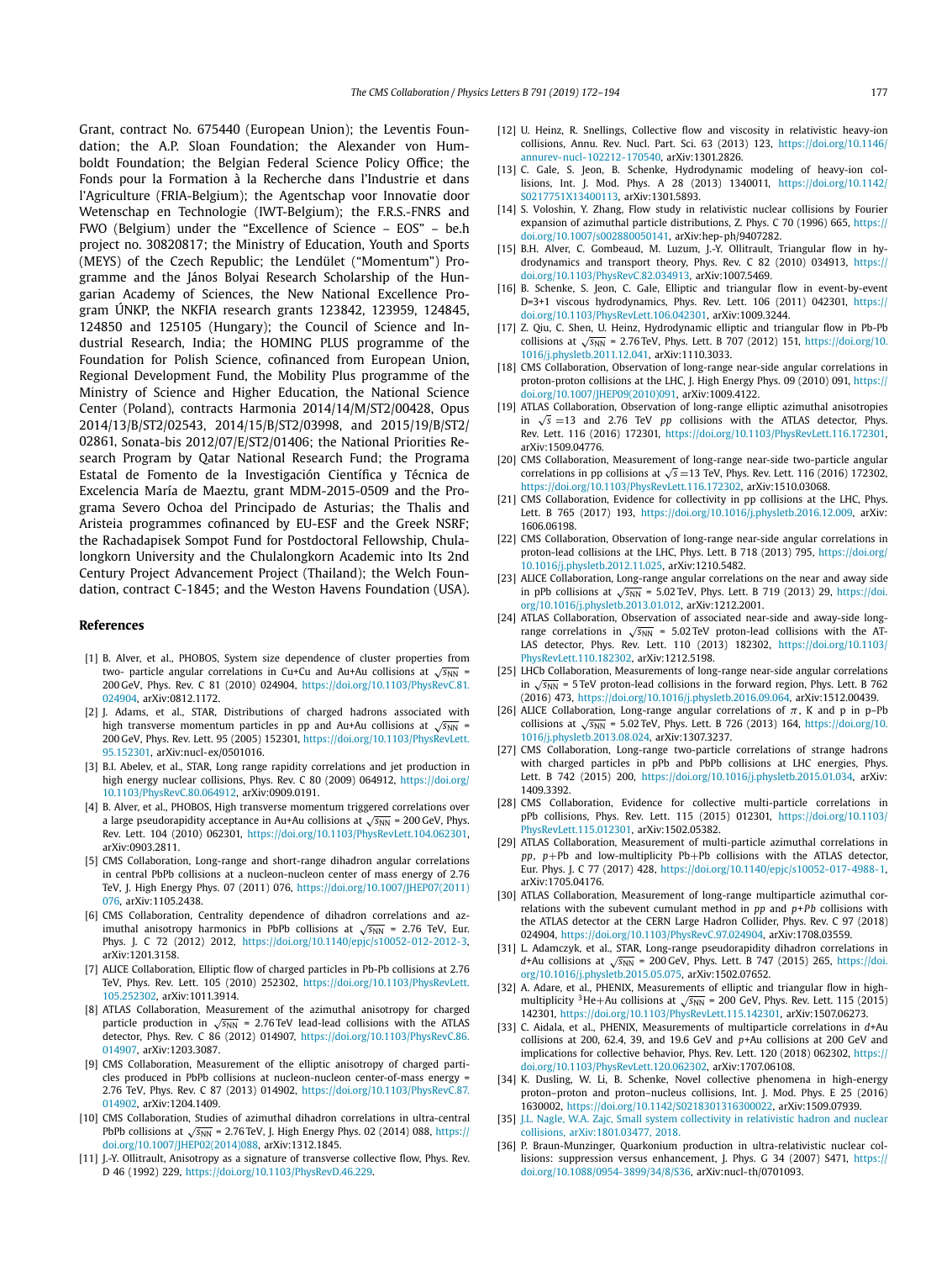Grant, contract No. 675440 (European Union); the Leventis Foundation; the A.P. Sloan Foundation; the Alexander von Humboldt Foundation; the Belgian Federal Science Policy Office; the Fonds pour la Formation à la Recherche dans l'Industrie et dans l'Agriculture (FRIA-Belgium); the Agentschap voor Innovatie door Wetenschap en Technologie (IWT-Belgium); the F.R.S.-FNRS and FWO (Belgium) under the "Excellence of Science – EOS" – be.h project no. 30820817; the Ministry of Education, Youth and Sports (MEYS) of the Czech Republic; the Lendület ("Momentum") Programme and the János Bolyai Research Scholarship of the Hungarian Academy of Sciences, the New National Excellence Program ÚNKP, the NKFIA research grants 123842, 123959, 124845, 124850 and 125105 (Hungary); the Council of Science and Industrial Research, India; the HOMING PLUS programme of the Foundation for Polish Science, cofinanced from European Union, Regional Development Fund, the Mobility Plus programme of the Ministry of Science and Higher Education, the National Science Center (Poland), contracts Harmonia 2014/14/M/ST2/00428, Opus 2014/13/B/ST2/02543, 2014/15/B/ST2/03998, and 2015/19/B/ST2/02861, Sonata-bis 2012/07/E/ST2/01406; the National Priorities Research Program by Qatar National Research Fund; the Programa Estatal de Fomento de la Investigación Científica y Técnica de Excelencia María de Maeztu, grant MDM-2015-0509 and the Programa Severo Ochoa del Principado de Asturias; the Thalis and Aristeia programmes cofinanced by EU-ESF and the Greek NSRF; the Rachadapisek Sompot Fund for Postdoctoral Fellowship, Chulalongkorn University and the Chulalongkorn Academic into Its 2nd Century Project Advancement Project (Thailand); the Welch Foundation, contract C-1845; and the Weston Havens Foundation (USA).

## References

[1] B. Alver, et al., PHOBOS, System size dependence of cluster properties from two- particle angular correlations in Cu+Cu and Au+Au collisions at $\sqrt{s_{NN}}$ = 200 GeV, Phys. Rev. C 81 (2010) 024904, https://doi.org/10.1103/PhysRevC.81.024904, arXiv:0812.1172.

[2] J. Adams, et al., STAR, Distributions of charged hadrons associated with high transverse momentum particles in pp and Au+Au collisions at $\sqrt{s_{NN}}$ = 200 GeV, Phys. Rev. Lett. 95 (2005) 152301, https://doi.org/10.1103/PhysRevLett.95.152301, arXiv:nucl-ex/0501016.

[3] B.I. Abelev, et al., STAR, Long range rapidity correlations and jet production in high energy nuclear collisions, Phys. Rev. C 80 (2009) 064912, https://doi.org/10.1103/PhysRevC.80.064912, arXiv:0909.0191.

[4] B. Alver, et al., PHOBOS, High transverse momentum triggered correlations over a large pseudorapidity acceptance in Au+Au collisions at $\sqrt{s_{NN}}$ = 200 GeV, Phys. Rev. Lett. 104 (2010) 062301, https://doi.org/10.1103/PhysRevLett.104.062301, arXiv:0903.2811.

[5] CMS Collaboration, Long-range and short-range dihadron angular correlations in central PbPb collisions at a nucleon-nucleon center of mass energy of 2.76 TeV, J. High Energy Phys. 07 (2011) 076, https://doi.org/10.1007/JHEP07(2011)076, arXiv:1105.2438.

[6] CMS Collaboration, Centrality dependence of dihadron correlations and azimuthal anisotropy harmonics in PbPb collisions at $\sqrt{s_{NN}}$ = 2.76 TeV, Eur. Phys. J. C 72 (2012) 2012, https://doi.org/10.1140/epjc/s10052-012-2012-3, arXiv:1201.3158.

[7] ALICE Collaboration, Elliptic flow of charged particles in Pb-Pb collisions at 2.76 TeV, Phys. Rev. Lett. 105 (2010) 252302, https://doi.org/10.1103/PhysRevLett.105.252302, arXiv:1011.3914.

[8] ATLAS Collaboration, Measurement of the azimuthal anisotropy for charged particle production in $\sqrt{s_{NN}}$ = 2.76 TeV lead-lead collisions with the ATLAS detector, Phys. Rev. C 86 (2012) 014907, https://doi.org/10.1103/PhysRevC.86.014907, arXiv:1203.3087.

[9] CMS Collaboration, Measurement of the elliptic anisotropy of charged particles produced in PbPb collisions at nucleon-nucleon center-of-mass energy = 2.76 TeV, Phys. Rev. C 87 (2013) 014902, https://doi.org/10.1103/PhysRevC.87.014902, arXiv:1204.1409.

[10] CMS Collaboration, Studies of azimuthal dihadron correlations in ultra-central PbPb collisions at $\sqrt{s_{NN}}$ = 2.76 TeV, J. High Energy Phys. 02 (2014) 088, https://doi.org/10.1007/JHEP02(2014)088, arXiv:1312.1845.

[11] J.-Y. Ollitrault, Anisotropy as a signature of transverse collective flow, Phys. Rev. D 46 (1992) 229, https://doi.org/10.1103/PhysRevD.46.229.

[12] U. Heinz, R. Snellings, Collective flow and viscosity in relativistic heavy-ion collisions, Annu. Rev. Nucl. Part. Sci. 63 (2013) 123, https://doi.org/10.1146/annurev-nucl-102212-170540, arXiv:1301.2826.

[13] C. Gale, S. Jeon, B. Schenke, Hydrodynamic modeling of heavy-ion collisions, Int. J. Mod. Phys. A 28 (2013) 1340011, https://doi.org/10.1142/S0217751X13400113, arXiv:1301.5893.

[14] S. Voloshin, Y. Zhang, Flow study in relativistic nuclear collisions by Fourier expansion of azimuthal particle distributions, Z. Phys. C 70 (1996) 665, https://doi.org/10.1007/s002880050141, arXiv:hep-ph/9407282.

[15] B.H. Alver, C. Gombeaud, M. Luzum, J.-Y. Ollitrault, Triangular flow in hydrodynamics and transport theory, Phys. Rev. C 82 (2010) 034913, https://doi.org/10.1103/PhysRevC.82.034913, arXiv:1007.5469.

[16] B. Schenke, S. Jeon, C. Gale, Elliptic and triangular flow in event-by-event D=3+1 viscous hydrodynamics, Phys. Rev. Lett. 106 (2011) 042301, https://doi.org/10.1103/PhysRevLett.106.042301, arXiv:1009.3244.

[17] Z. Qiu, C. Shen, U. Heinz, Hydrodynamic elliptic and triangular flow in Pb-Pb collisions at $\sqrt{s_{NN}}$ = 2.76 TeV, Phys. Lett. B 707 (2012) 151, https://doi.org/10.1016/j.physletb.2011.12.041, arXiv:1110.3033.

[18] CMS Collaboration, Observation of long-range near-side angular correlations in proton-proton collisions at the LHC, J. High Energy Phys. 09 (2010) 091, https://doi.org/10.1007/JHEP09(2010)091, arXiv:1009.4122.

[19] ATLAS Collaboration, Observation of long-range elliptic azimuthal anisotropies in $\sqrt{s}$ =13 and 2.76 TeV $pp$ collisions with the ATLAS detector, Phys. Rev. Lett. 116 (2016) 172301, https://doi.org/10.1103/PhysRevLett.116.172301, arXiv:1509.04776.

[20] CMS Collaboration, Measurement of long-range near-side two-particle angular correlations in pp collisions at $\sqrt{s}$ =13 TeV, Phys. Rev. Lett. 116 (2016) 172302, https://doi.org/10.1103/PhysRevLett.116.172302, arXiv:1510.03068.

[21] CMS Collaboration, Evidence for collectivity in pp collisions at the LHC, Phys. Lett. B 765 (2017) 193, https://doi.org/10.1016/j.physletb.2016.12.009, arXiv:1606.06198.

[22] CMS Collaboration, Observation of long-range near-side angular correlations in proton-lead collisions at the LHC, Phys. Lett. B 718 (2013) 795, https://doi.org/10.1016/j.physletb.2012.11.025, arXiv:1210.5482.

[23] ALICE Collaboration, Long-range angular correlations on the near and away side in pPb collisions at $\sqrt{s_{NN}}$ = 5.02 TeV, Phys. Lett. B 719 (2013) 29, https://doi.org/10.1016/j.physletb.2013.01.012, arXiv:1212.2001.

[24] ATLAS Collaboration, Observation of associated near-side and away-side long-range correlations in $\sqrt{s_{NN}}$ = 5.02 TeV proton-lead collisions with the ATLAS detector, Phys. Rev. Lett. 110 (2013) 182302, https://doi.org/10.1103/PhysRevLett.110.182302, arXiv:1212.5198.

[25] LHCb Collaboration, Measurements of long-range near-side angular correlations in $\sqrt{s_{NN}}$ = 5 TeV proton-lead collisions in the forward region, Phys. Lett. B 762 (2016) 473, https://doi.org/10.1016/j.physletb.2016.09.064, arXiv:1512.00439.

[26] ALICE Collaboration, Long-range angular correlations of $\pi$, K and p in p–Pb collisions at $\sqrt{s_{NN}}$ = 5.02 TeV, Phys. Lett. B 726 (2013) 164, https://doi.org/10.1016/j.physletb.2013.08.024, arXiv:1307.3237.

[27] CMS Collaboration, Long-range two-particle correlations of strange hadrons with charged particles in pPb and PbPb collisions at LHC energies, Phys. Lett. B 742 (2015) 200, https://doi.org/10.1016/j.physletb.2015.01.034, arXiv:1409.3392.

[28] CMS Collaboration, Evidence for collective multi-particle correlations in pPb collisions, Phys. Rev. Lett. 115 (2015) 012301, https://doi.org/10.1103/PhysRevLett.115.012301, arXiv:1502.05382.

[29] ATLAS Collaboration, Measurement of multi-particle azimuthal correlations in $pp$, $p$+Pb and low-multiplicity Pb+Pb collisions with the ATLAS detector, Eur. Phys. J. C 77 (2017) 428, https://doi.org/10.1140/epjc/s10052-017-4988-1, arXiv:1705.04176.

[30] ATLAS Collaboration, Measurement of long-range multiparticle azimuthal correlations with the subevent cumulant method in pp and $p$+$Pb$ collisions with the ATLAS detector at the CERN Large Hadron Collider, Phys. Rev. C 97 (2018) 024904, https://doi.org/10.1103/PhysRevC.97.024904, arXiv:1708.03559.

[31] L. Adamczyk, et al., STAR, Long-range pseudorapidity dihadron correlations in $d$+Au collisions at $\sqrt{s_{NN}}$ = 200 GeV, Phys. Lett. B 747 (2015) 265, https://doi.org/10.1016/j.physletb.2015.05.075, arXiv:1502.07652.

[32] A. Adare, et al., PHENIX, Measurements of elliptic and triangular flow in high-multiplicity $^{3}$He+Au collisions at $\sqrt{s_{NN}}$ = 200 GeV, Phys. Rev. Lett. 115 (2015) 142301, https://doi.org/10.1103/PhysRevLett.115.142301, arXiv:1507.06273.

[33] C. Aidala, et al., PHENIX, Measurements of multiparticle correlations in $d$+Au collisions at 200, 62.4, 39, and 19.6 GeV and $p$+Au collisions at 200 GeV and implications for collective behavior, Phys. Rev. Lett. 120 (2018) 062302, https://doi.org/10.1103/PhysRevLett.120.062302, arXiv:1707.06108.

[34] K. Dusling, W. Li, B. Schenke, Novel collective phenomena in high-energy proton–proton and proton–nucleus collisions, Int. J. Mod. Phys. E 25 (2016) 1630002, https://doi.org/10.1142/S0218301316300022, arXiv:1509.07939.

[35] J.L. Nagle, W.A. Zajc, Small system collectivity in relativistic hadron and nuclear collisions, arXiv:1801.03477, 2018.

[36] P. Braun-Munzinger, Quarkonium production in ultra-relativistic nuclear collisions: suppression versus enhancement, J. Phys. G 34 (2007) S471, https://doi.org/10.1088/0954-3899/34/8/S36, arXiv:nucl-th/0701093.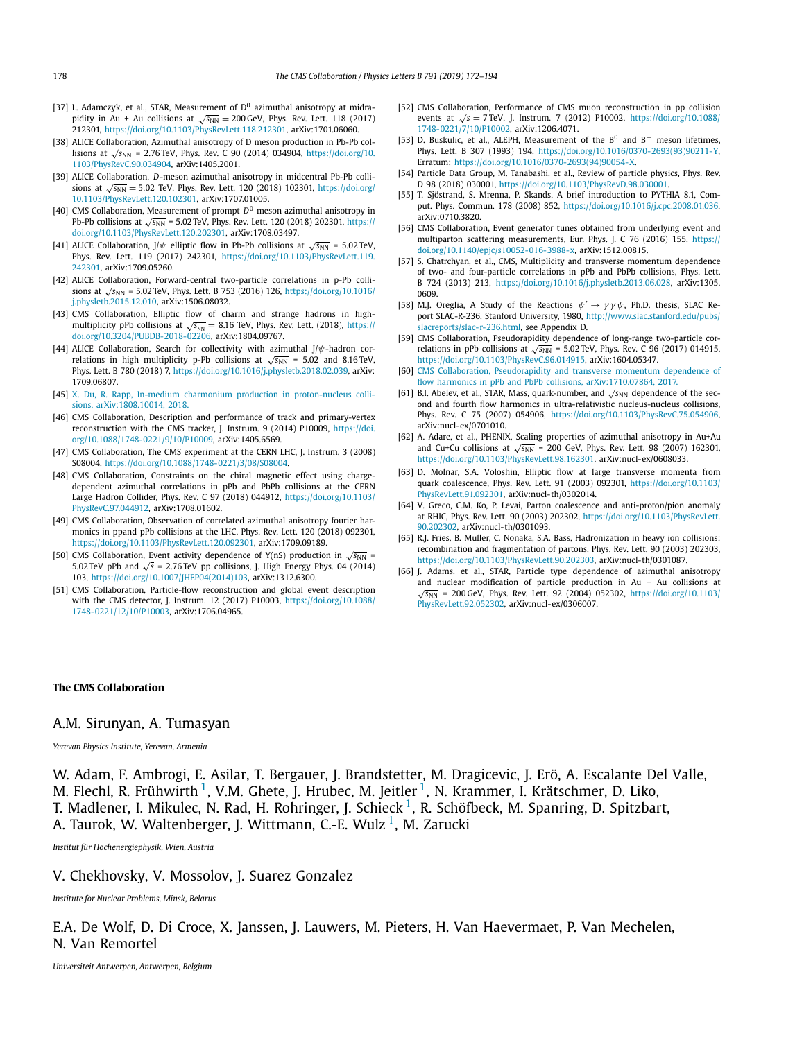[37] L. Adamczyk, et al., STAR, Measurement of $D^0$ azimuthal anisotropy at midrapidity in Au + Au collisions at $\sqrt{s_{NN}} = 200$ GeV, Phys. Rev. Lett. 118 (2017) 212301, https://doi.org/10.1103/PhysRevLett.118.212301, arXiv:1701.06060.

[38] ALICE Collaboration, Azimuthal anisotropy of D meson production in Pb-Pb collisions at $\sqrt{s_{NN}}$ = 2.76 TeV, Phys. Rev. C 90 (2014) 034904, https://doi.org/10.1103/PhysRevC.90.034904, arXiv:1405.2001.

[39] ALICE Collaboration, $D$-meson azimuthal anisotropy in midcentral Pb-Pb collisions at $\sqrt{s_{NN}}$ = 5.02 TeV, Phys. Rev. Lett. 120 (2018) 102301, https://doi.org/10.1103/PhysRevLett.120.102301, arXiv:1707.01005.

[40] CMS Collaboration, Measurement of prompt $D^0$ meson azimuthal anisotropy in Pb-Pb collisions at $\sqrt{s_{NN}}$ = 5.02 TeV, Phys. Rev. Lett. 120 (2018) 202301, https://doi.org/10.1103/PhysRevLett.120.202301, arXiv:1708.03497.

[41] ALICE Collaboration, J/$\psi$ elliptic flow in Pb-Pb collisions at $\sqrt{s_{NN}}$ = 5.02 TeV, Phys. Rev. Lett. 119 (2017) 242301, https://doi.org/10.1103/PhysRevLett.119.242301, arXiv:1709.05260.

[42] ALICE Collaboration, Forward-central two-particle correlations in p-Pb collisions at $\sqrt{s_{NN}}$ = 5.02 TeV, Phys. Lett. B 753 (2016) 126, https://doi.org/10.1016/j.physletb.2015.12.010, arXiv:1506.08032.

[43] CMS Collaboration, Elliptic flow of charm and strange hadrons in high-multiplicity pPb collisions at $\sqrt{s_{NN}}$ = 8.16 TeV, Phys. Rev. Lett. (2018), https://doi.org/10.3204/PUBDB-2018-02206, arXiv:1804.09767.

[44] ALICE Collaboration, Search for collectivity with azimuthal J/$\psi$-hadron correlations in high multiplicity p-Pb collisions at $\sqrt{s_{NN}}$ = 5.02 and 8.16 TeV, Phys. Lett. B 780 (2018) 7, https://doi.org/10.1016/j.physletb.2018.02.039, arXiv:1709.06807.

[45] X. Du, R. Rapp, In-medium charmonium production in proton-nucleus collisions, arXiv:1808.10014, 2018.

[46] CMS Collaboration, Description and performance of track and primary-vertex reconstruction with the CMS tracker, J. Instrum. 9 (2014) P10009, https://doi.org/10.1088/1748-0221/9/10/P10009, arXiv:1405.6569.

[47] CMS Collaboration, The CMS experiment at the CERN LHC, J. Instrum. 3 (2008) S08004, https://doi.org/10.1088/1748-0221/3/08/S08004.

[48] CMS Collaboration, Constraints on the chiral magnetic effect using charge-dependent azimuthal correlations in pPb and PbPb collisions at the CERN Large Hadron Collider, Phys. Rev. C 97 (2018) 044912, https://doi.org/10.1103/PhysRevC.97.044912, arXiv:1708.01602.

[49] CMS Collaboration, Observation of correlated azimuthal anisotropy fourier harmonics in ppand pPb collisions at the LHC, Phys. Rev. Lett. 120 (2018) 092301, https://doi.org/10.1103/PhysRevLett.120.092301, arXiv:1709.09189.

[50] CMS Collaboration, Event activity dependence of $\Upsilon$(nS) production in $\sqrt{s_{NN}}$ = 5.02 TeV pPb and $\sqrt{s}$ = 2.76 TeV pp collisions, J. High Energy Phys. 04 (2014) 103, https://doi.org/10.1007/JHEP04(2014)103, arXiv:1312.6300.

[51] CMS Collaboration, Particle-flow reconstruction and global event description with the CMS detector, J. Instrum. 12 (2017) P10003, https://doi.org/10.1088/1748-0221/12/10/P10003, arXiv:1706.04965.

[52] CMS Collaboration, Performance of CMS muon reconstruction in pp collision events at $\sqrt{s}$ = 7 TeV, J. Instrum. 7 (2012) P10002, https://doi.org/10.1088/1748-0221/7/10/P10002, arXiv:1206.4071.

[53] D. Buskulic, et al., ALEPH, Measurement of the $B^0$ and $B^-$ meson lifetimes, Phys. Lett. B 307 (1993) 194, https://doi.org/10.1016/0370-2693(93)90211-Y, Erratum: https://doi.org/10.1016/0370-2693(94)90054-X.

[54] Particle Data Group, M. Tanabashi, et al., Review of particle physics, Phys. Rev. D 98 (2018) 030001, https://doi.org/10.1103/PhysRevD.98.030001.

[55] T. Sjöstrand, S. Mrenna, P. Skands, A brief introduction to PYTHIA 8.1, Comput. Phys. Commun. 178 (2008) 852, https://doi.org/10.1016/j.cpc.2008.01.036, arXiv:0710.3820.

[56] CMS Collaboration, Event generator tunes obtained from underlying event and multiparton scattering measurements, Eur. Phys. J. C 76 (2016) 155, https://doi.org/10.1140/epjc/s10052-016-3988-x, arXiv:1512.00815.

[57] S. Chatrchyan, et al., CMS, Multiplicity and transverse momentum dependence of two- and four-particle correlations in pPb and PbPb collisions, Phys. Lett. B 724 (2013) 213, https://doi.org/10.1016/j.physletb.2013.06.028, arXiv:1305.0609.

[58] M.J. Oreglia, A Study of the Reactions $\psi' \to \gamma\gamma\psi$, Ph.D. thesis, SLAC Report SLAC-R-236, Stanford University, 1980, http://www.slac.stanford.edu/pubs/slacreports/slac-r-236.html, see Appendix D.

[59] CMS Collaboration, Pseudorapidity dependence of long-range two-particle correlations in pPb collisions at $\sqrt{s_{NN}}$ = 5.02 TeV, Phys. Rev. C 96 (2017) 014915, https://doi.org/10.1103/PhysRevC.96.014915, arXiv:1604.05347.

[60] CMS Collaboration, Pseudorapidity and transverse momentum dependence of flow harmonics in pPb and PbPb collisions, arXiv:1710.07864, 2017.

[61] B.I. Abelev, et al., STAR, Mass, quark-number, and $\sqrt{s_{NN}}$ dependence of the second and fourth flow harmonics in ultra-relativistic nucleus-nucleus collisions, Phys. Rev. C 75 (2007) 054906, https://doi.org/10.1103/PhysRevC.75.054906, arXiv:nucl-ex/0701010.

[62] A. Adare, et al., PHENIX, Scaling properties of azimuthal anisotropy in Au+Au and Cu+Cu collisions at $\sqrt{s_{NN}}$ = 200 GeV, Phys. Rev. Lett. 98 (2007) 162301, https://doi.org/10.1103/PhysRevLett.98.162301, arXiv:nucl-ex/0608033.

[63] D. Molnar, S.A. Voloshin, Elliptic flow at large transverse momenta from quark coalescence, Phys. Rev. Lett. 91 (2003) 092301, https://doi.org/10.1103/PhysRevLett.91.092301, arXiv:nucl-th/0302014.

[64] V. Greco, C.M. Ko, P. Levai, Parton coalescence and anti-proton/pion anomaly at RHIC, Phys. Rev. Lett. 90 (2003) 202302, https://doi.org/10.1103/PhysRevLett.90.202302, arXiv:nucl-th/0301093.

[65] R.J. Fries, B. Muller, C. Nonaka, S.A. Bass, Hadronization in heavy ion collisions: recombination and fragmentation of partons, Phys. Rev. Lett. 90 (2003) 202303, https://doi.org/10.1103/PhysRevLett.90.202303, arXiv:nucl-th/0301087.

[66] J. Adams, et al., STAR, Particle type dependence of azimuthal anisotropy and nuclear modification of particle production in Au + Au collisions at $\sqrt{s_{NN}}$ = 200 GeV, Phys. Rev. Lett. 92 (2004) 052302, https://doi.org/10.1103/PhysRevLett.92.052302, arXiv:nucl-ex/0306007.

## The CMS Collaboration

A.M. Sirunyan, A. Tumasyan

*Yerevan Physics Institute, Yerevan, Armenia*

W. Adam, F. Ambrogi, E. Asilar, T. Bergauer, J. Brandstetter, M. Dragicevic, J. Erö, A. Escalante Del Valle, M. Flechl, R. Frühwirth [1], V.M. Ghete, J. Hrubec, M. Jeitler [1], N. Krammer, I. Krätschmer, D. Liko, T. Madlener, I. Mikulec, N. Rad, H. Rohringer, J. Schieck [1], R. Schöfbeck, M. Spanring, D. Spitzbart, A. Taurok, W. Waltenberger, J. Wittmann, C.-E. Wulz [1], M. Zarucki

*Institut für Hochenergiephysik, Wien, Austria*

V. Chekhovsky, V. Mossolov, J. Suarez Gonzalez

*Institute for Nuclear Problems, Minsk, Belarus*

E.A. De Wolf, D. Di Croce, X. Janssen, J. Lauwers, M. Pieters, H. Van Haevermaet, P. Van Mechelen, N. Van Remortel

*Universiteit Antwerpen, Antwerpen, Belgium*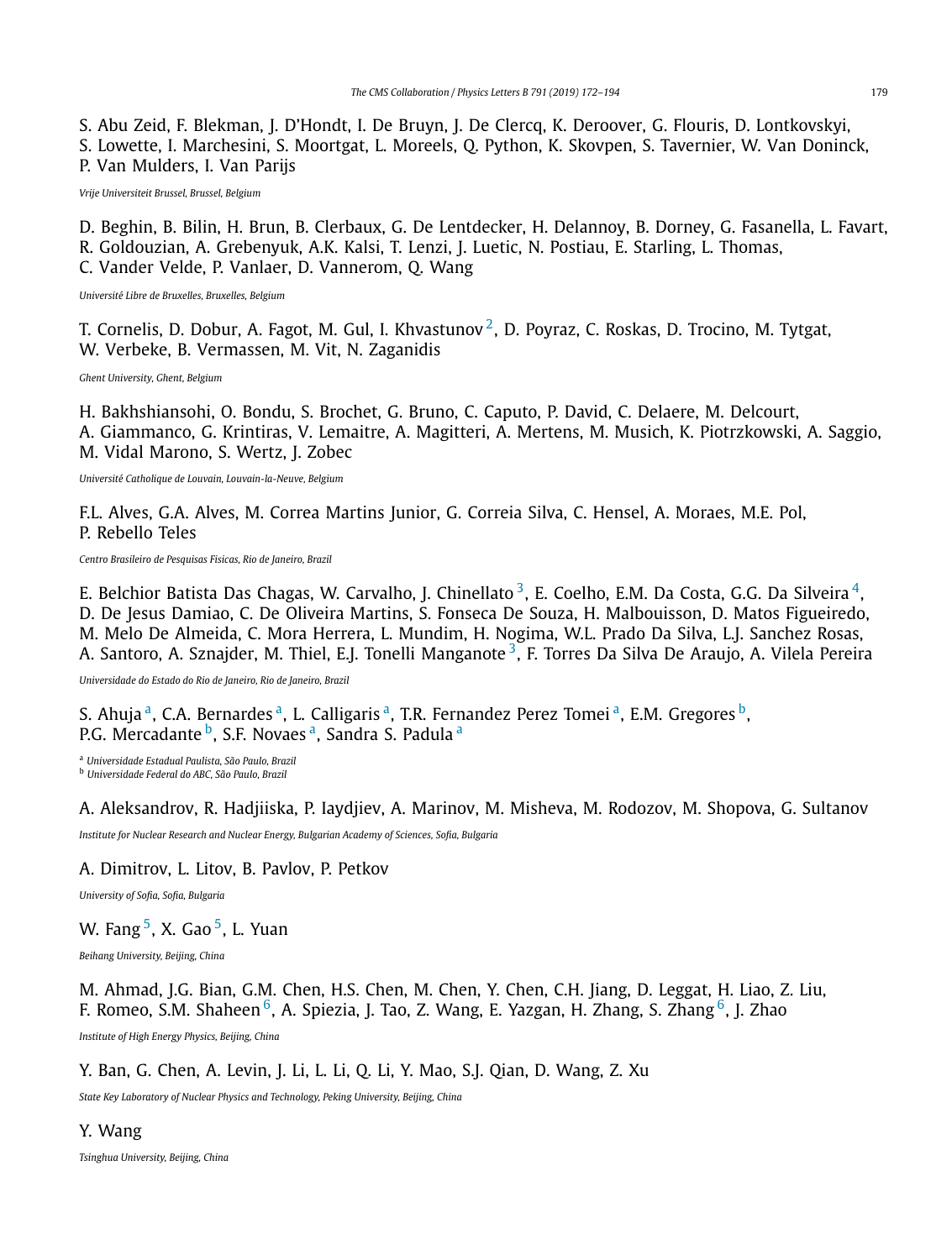S. Abu Zeid, F. Blekman, J. D'Hondt, I. De Bruyn, J. De Clercq, K. Deroover, G. Flouris, D. Lontkovskyi, S. Lowette, I. Marchesini, S. Moortgat, L. Moreels, Q. Python, K. Skovpen, S. Tavernier, W. Van Doninck, P. Van Mulders, I. Van Parijs

*Vrije Universiteit Brussel, Brussel, Belgium*

D. Beghin, B. Bilin, H. Brun, B. Clerbaux, G. De Lentdecker, H. Delannoy, B. Dorney, G. Fasanella, L. Favart, R. Goldouzian, A. Grebenyuk, A.K. Kalsi, T. Lenzi, J. Luetic, N. Postiau, E. Starling, L. Thomas, C. Vander Velde, P. Vanlaer, D. Vannerom, Q. Wang

*Université Libre de Bruxelles, Bruxelles, Belgium*

T. Cornelis, D. Dobur, A. Fagot, M. Gul, I. Khvastunov [2], D. Poyraz, C. Roskas, D. Trocino, M. Tytgat, W. Verbeke, B. Vermassen, M. Vit, N. Zaganidis

*Ghent University, Ghent, Belgium*

H. Bakhshiansohi, O. Bondu, S. Brochet, G. Bruno, C. Caputo, P. David, C. Delaere, M. Delcourt, A. Giammanco, G. Krintiras, V. Lemaitre, A. Magitteri, A. Mertens, M. Musich, K. Piotrzkowski, A. Saggio, M. Vidal Marono, S. Wertz, J. Zobec

*Université Catholique de Louvain, Louvain-la-Neuve, Belgium*

F.L. Alves, G.A. Alves, M. Correa Martins Junior, G. Correia Silva, C. Hensel, A. Moraes, M.E. Pol, P. Rebello Teles

*Centro Brasileiro de Pesquisas Fisicas, Rio de Janeiro, Brazil*

E. Belchior Batista Das Chagas, W. Carvalho, J. Chinellato [3], E. Coelho, E.M. Da Costa, G.G. Da Silveira [4], D. De Jesus Damiao, C. De Oliveira Martins, S. Fonseca De Souza, H. Malbouisson, D. Matos Figueiredo, M. Melo De Almeida, C. Mora Herrera, L. Mundim, H. Nogima, W.L. Prado Da Silva, L.J. Sanchez Rosas, A. Santoro, A. Sznajder, M. Thiel, E.J. Tonelli Manganote [3], F. Torres Da Silva De Araujo, A. Vilela Pereira

*Universidade do Estado do Rio de Janeiro, Rio de Janeiro, Brazil*

S. Ahuja [a], C.A. Bernardes [a], L. Calligaris [a], T.R. Fernandez Perez Tomei [a], E.M. Gregores [b], P.G. Mercadante [b], S.F. Novaes [a], Sandra S. Padula [a]

[a] *Universidade Estadual Paulista, São Paulo, Brazil*
[b] *Universidade Federal do ABC, São Paulo, Brazil*

A. Aleksandrov, R. Hadjiiska, P. Iaydjiev, A. Marinov, M. Misheva, M. Rodozov, M. Shopova, G. Sultanov

*Institute for Nuclear Research and Nuclear Energy, Bulgarian Academy of Sciences, Sofia, Bulgaria*

A. Dimitrov, L. Litov, B. Pavlov, P. Petkov

*University of Sofia, Sofia, Bulgaria*

W. Fang [5], X. Gao [5], L. Yuan

*Beihang University, Beijing, China*

M. Ahmad, J.G. Bian, G.M. Chen, H.S. Chen, M. Chen, Y. Chen, C.H. Jiang, D. Leggat, H. Liao, Z. Liu, F. Romeo, S.M. Shaheen [6], A. Spiezia, J. Tao, Z. Wang, E. Yazgan, H. Zhang, S. Zhang [6], J. Zhao

*Institute of High Energy Physics, Beijing, China*

Y. Ban, G. Chen, A. Levin, J. Li, L. Li, Q. Li, Y. Mao, S.J. Qian, D. Wang, Z. Xu

*State Key Laboratory of Nuclear Physics and Technology, Peking University, Beijing, China*

Y. Wang

*Tsinghua University, Beijing, China*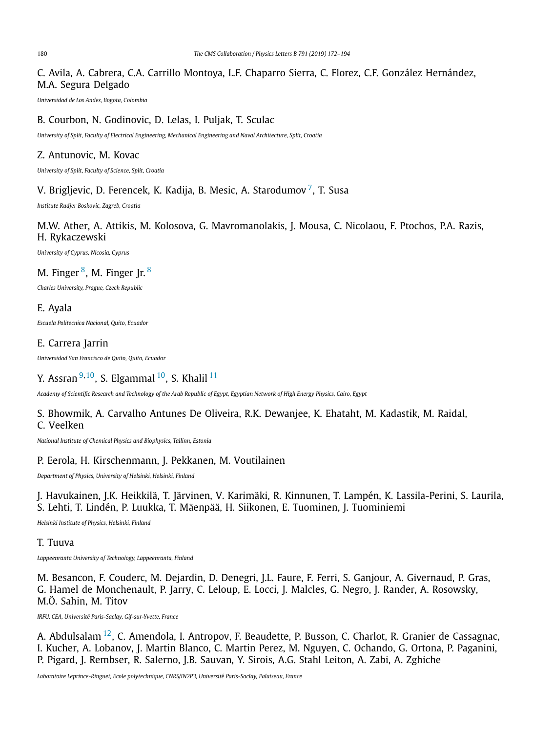C. Avila, A. Cabrera, C.A. Carrillo Montoya, L.F. Chaparro Sierra, C. Florez, C.F. González Hernández, M.A. Segura Delgado

*Universidad de Los Andes, Bogota, Colombia*

B. Courbon, N. Godinovic, D. Lelas, I. Puljak, T. Sculac

*University of Split, Faculty of Electrical Engineering, Mechanical Engineering and Naval Architecture, Split, Croatia*

Z. Antunovic, M. Kovac

*University of Split, Faculty of Science, Split, Croatia*

V. Brigljevic, D. Ferencek, K. Kadija, B. Mesic, A. Starodumov [7], T. Susa

*Institute Rudjer Boskovic, Zagreb, Croatia*

M.W. Ather, A. Attikis, M. Kolosova, G. Mavromanolakis, J. Mousa, C. Nicolaou, F. Ptochos, P.A. Razis, H. Rykaczewski

*University of Cyprus, Nicosia, Cyprus*

M. Finger [8], M. Finger Jr. [8]

*Charles University, Prague, Czech Republic*

E. Ayala

*Escuela Politecnica Nacional, Quito, Ecuador*

E. Carrera Jarrin

*Universidad San Francisco de Quito, Quito, Ecuador*

Y. Assran [9,10], S. Elgammal [10], S. Khalil [11]

*Academy of Scientific Research and Technology of the Arab Republic of Egypt, Egyptian Network of High Energy Physics, Cairo, Egypt*

S. Bhowmik, A. Carvalho Antunes De Oliveira, R.K. Dewanjee, K. Ehataht, M. Kadastik, M. Raidal, C. Veelken

*National Institute of Chemical Physics and Biophysics, Tallinn, Estonia*

P. Eerola, H. Kirschenmann, J. Pekkanen, M. Voutilainen

*Department of Physics, University of Helsinki, Helsinki, Finland*

J. Havukainen, J.K. Heikkilä, T. Järvinen, V. Karimäki, R. Kinnunen, T. Lampén, K. Lassila-Perini, S. Laurila, S. Lehti, T. Lindén, P. Luukka, T. Mäenpää, H. Siikonen, E. Tuominen, J. Tuominiemi

*Helsinki Institute of Physics, Helsinki, Finland*

T. Tuuva

*Lappeenranta University of Technology, Lappeenranta, Finland*

M. Besancon, F. Couderc, M. Dejardin, D. Denegri, J.L. Faure, F. Ferri, S. Ganjour, A. Givernaud, P. Gras, G. Hamel de Monchenault, P. Jarry, C. Leloup, E. Locci, J. Malcles, G. Negro, J. Rander, A. Rosowsky, M.Ö. Sahin, M. Titov

*IRFU, CEA, Université Paris-Saclay, Gif-sur-Yvette, France*

A. Abdulsalam [12], C. Amendola, I. Antropov, F. Beaudette, P. Busson, C. Charlot, R. Granier de Cassagnac, I. Kucher, A. Lobanov, J. Martin Blanco, C. Martin Perez, M. Nguyen, C. Ochando, G. Ortona, P. Paganini, P. Pigard, J. Rembser, R. Salerno, J.B. Sauvan, Y. Sirois, A.G. Stahl Leiton, A. Zabi, A. Zghiche

*Laboratoire Leprince-Ringuet, Ecole polytechnique, CNRS/IN2P3, Université Paris-Saclay, Palaiseau, France*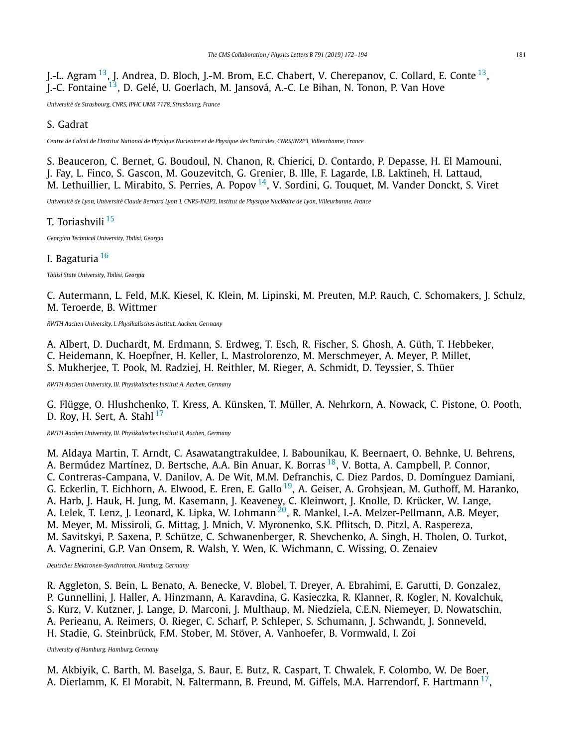J.-L. Agram [13], J. Andrea, D. Bloch, J.-M. Brom, E.C. Chabert, V. Cherepanov, C. Collard, E. Conte [13], J.-C. Fontaine [13], D. Gelé, U. Goerlach, M. Jansová, A.-C. Le Bihan, N. Tonon, P. Van Hove

*Université de Strasbourg, CNRS, IPHC UMR 7178, Strasbourg, France*

S. Gadrat

*Centre de Calcul de l'Institut National de Physique Nucleaire et de Physique des Particules, CNRS/IN2P3, Villeurbanne, France*

S. Beauceron, C. Bernet, G. Boudoul, N. Chanon, R. Chierici, D. Contardo, P. Depasse, H. El Mamouni, J. Fay, L. Finco, S. Gascon, M. Gouzevitch, G. Grenier, B. Ille, F. Lagarde, I.B. Laktineh, H. Lattaud, M. Lethuillier, L. Mirabito, S. Perries, A. Popov [14], V. Sordini, G. Touquet, M. Vander Donckt, S. Viret

*Université de Lyon, Université Claude Bernard Lyon 1, CNRS-IN2P3, Institut de Physique Nucléaire de Lyon, Villeurbanne, France*

T. Toriashvili [15]

*Georgian Technical University, Tbilisi, Georgia*

I. Bagaturia [16]

*Tbilisi State University, Tbilisi, Georgia*

C. Autermann, L. Feld, M.K. Kiesel, K. Klein, M. Lipinski, M. Preuten, M.P. Rauch, C. Schomakers, J. Schulz, M. Teroerde, B. Wittmer

*RWTH Aachen University, I. Physikalisches Institut, Aachen, Germany*

A. Albert, D. Duchardt, M. Erdmann, S. Erdweg, T. Esch, R. Fischer, S. Ghosh, A. Güth, T. Hebbeker, C. Heidemann, K. Hoepfner, H. Keller, L. Mastrolorenzo, M. Merschmeyer, A. Meyer, P. Millet, S. Mukherjee, T. Pook, M. Radziej, H. Reithler, M. Rieger, A. Schmidt, D. Teyssier, S. Thüer

*RWTH Aachen University, III. Physikalisches Institut A, Aachen, Germany*

G. Flügge, O. Hlushchenko, T. Kress, A. Künsken, T. Müller, A. Nehrkorn, A. Nowack, C. Pistone, O. Pooth, D. Roy, H. Sert, A. Stahl [17]

*RWTH Aachen University, III. Physikalisches Institut B, Aachen, Germany*

M. Aldaya Martin, T. Arndt, C. Asawatangtrakuldee, I. Babounikau, K. Beernaert, O. Behnke, U. Behrens, A. Bermúdez Martínez, D. Bertsche, A.A. Bin Anuar, K. Borras [18], V. Botta, A. Campbell, P. Connor, C. Contreras-Campana, V. Danilov, A. De Wit, M.M. Defranchis, C. Diez Pardos, D. Domínguez Damiani, G. Eckerlin, T. Eichhorn, A. Elwood, E. Eren, E. Gallo [19], A. Geiser, A. Grohsjean, M. Guthoff, M. Haranko, A. Harb, J. Hauk, H. Jung, M. Kasemann, J. Keaveney, C. Kleinwort, J. Knolle, D. Krücker, W. Lange, A. Lelek, T. Lenz, J. Leonard, K. Lipka, W. Lohmann [20], R. Mankel, I.-A. Melzer-Pellmann, A.B. Meyer, M. Meyer, M. Missiroli, G. Mittag, J. Mnich, V. Myronenko, S.K. Pflitsch, D. Pitzl, A. Raspereza, M. Savitskyi, P. Saxena, P. Schütze, C. Schwanenberger, R. Shevchenko, A. Singh, H. Tholen, O. Turkot, A. Vagnerini, G.P. Van Onsem, R. Walsh, Y. Wen, K. Wichmann, C. Wissing, O. Zenaiev

*Deutsches Elektronen-Synchrotron, Hamburg, Germany*

R. Aggleton, S. Bein, L. Benato, A. Benecke, V. Blobel, T. Dreyer, A. Ebrahimi, E. Garutti, D. Gonzalez, P. Gunnellini, J. Haller, A. Hinzmann, A. Karavdina, G. Kasieczka, R. Klanner, R. Kogler, N. Kovalchuk, S. Kurz, V. Kutzner, J. Lange, D. Marconi, J. Multhaup, M. Niedziela, C.E.N. Niemeyer, D. Nowatschin, A. Perieanu, A. Reimers, O. Rieger, C. Scharf, P. Schleper, S. Schumann, J. Schwandt, J. Sonneveld, H. Stadie, G. Steinbrück, F.M. Stober, M. Stöver, A. Vanhoefer, B. Vormwald, I. Zoi

*University of Hamburg, Hamburg, Germany*

M. Akbiyik, C. Barth, M. Baselga, S. Baur, E. Butz, R. Caspart, T. Chwalek, F. Colombo, W. De Boer, A. Dierlamm, K. El Morabit, N. Faltermann, B. Freund, M. Giffels, M.A. Harrendorf, F. Hartmann [17],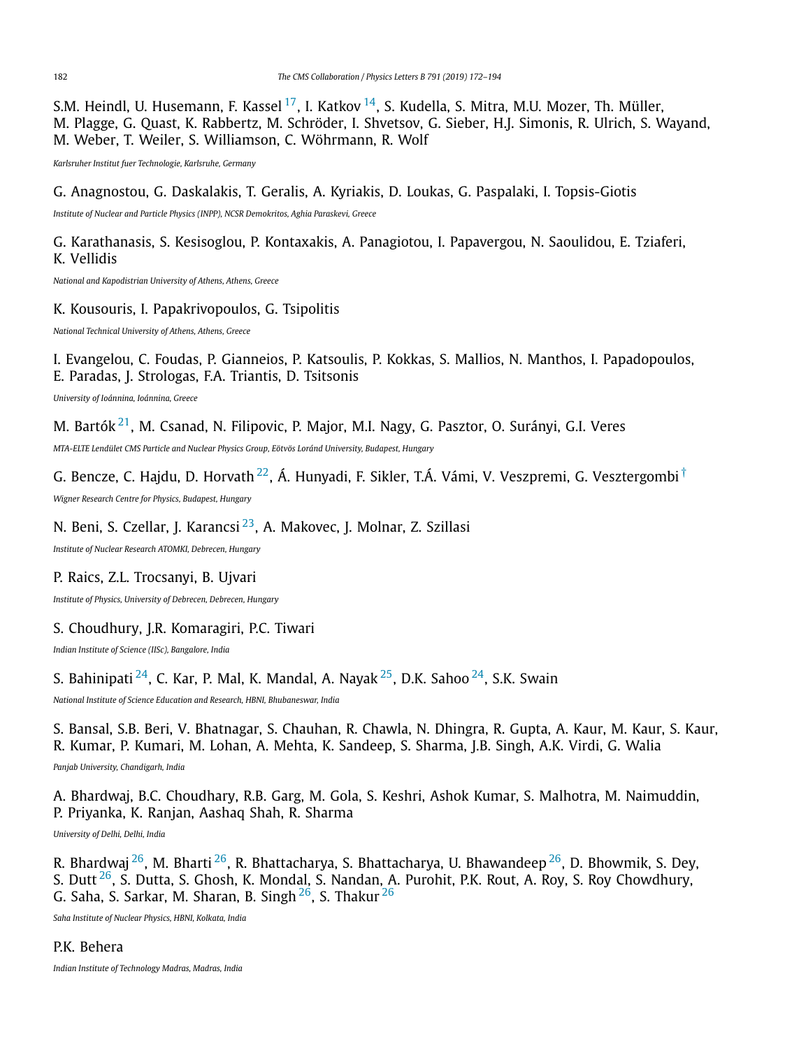S.M. Heindl, U. Husemann, F. Kassel [17], I. Katkov [14], S. Kudella, S. Mitra, M.U. Mozer, Th. Müller, M. Plagge, G. Quast, K. Rabbertz, M. Schröder, I. Shvetsov, G. Sieber, H.J. Simonis, R. Ulrich, S. Wayand, M. Weber, T. Weiler, S. Williamson, C. Wöhrmann, R. Wolf

*Karlsruher Institut fuer Technologie, Karlsruhe, Germany*

G. Anagnostou, G. Daskalakis, T. Geralis, A. Kyriakis, D. Loukas, G. Paspalaki, I. Topsis-Giotis

*Institute of Nuclear and Particle Physics (INPP), NCSR Demokritos, Aghia Paraskevi, Greece*

G. Karathanasis, S. Kesisoglou, P. Kontaxakis, A. Panagiotou, I. Papavergou, N. Saoulidou, E. Tziaferi, K. Vellidis

*National and Kapodistrian University of Athens, Athens, Greece*

K. Kousouris, I. Papakrivopoulos, G. Tsipolitis

*National Technical University of Athens, Athens, Greece*

I. Evangelou, C. Foudas, P. Gianneios, P. Katsoulis, P. Kokkas, S. Mallios, N. Manthos, I. Papadopoulos, E. Paradas, J. Strologas, F.A. Triantis, D. Tsitsonis

*University of Ioánnina, Ioánnina, Greece*

M. Bartók [21], M. Csanad, N. Filipovic, P. Major, M.I. Nagy, G. Pasztor, O. Surányi, G.I. Veres

*MTA-ELTE Lendület CMS Particle and Nuclear Physics Group, Eötvös Loránd University, Budapest, Hungary*

G. Bencze, C. Hajdu, D. Horvath [22], Á. Hunyadi, F. Sikler, T.Á. Vámi, V. Veszpremi, G. Vesztergombi [†]

*Wigner Research Centre for Physics, Budapest, Hungary*

N. Beni, S. Czellar, J. Karancsi [23], A. Makovec, J. Molnar, Z. Szillasi

*Institute of Nuclear Research ATOMKI, Debrecen, Hungary*

P. Raics, Z.L. Trocsanyi, B. Ujvari

*Institute of Physics, University of Debrecen, Debrecen, Hungary*

S. Choudhury, J.R. Komaragiri, P.C. Tiwari

*Indian Institute of Science (IISc), Bangalore, India*

S. Bahinipati [24], C. Kar, P. Mal, K. Mandal, A. Nayak [25], D.K. Sahoo [24], S.K. Swain

*National Institute of Science Education and Research, HBNI, Bhubaneswar, India*

S. Bansal, S.B. Beri, V. Bhatnagar, S. Chauhan, R. Chawla, N. Dhingra, R. Gupta, A. Kaur, M. Kaur, S. Kaur, R. Kumar, P. Kumari, M. Lohan, A. Mehta, K. Sandeep, S. Sharma, J.B. Singh, A.K. Virdi, G. Walia

*Panjab University, Chandigarh, India*

A. Bhardwaj, B.C. Choudhary, R.B. Garg, M. Gola, S. Keshri, Ashok Kumar, S. Malhotra, M. Naimuddin, P. Priyanka, K. Ranjan, Aashaq Shah, R. Sharma

*University of Delhi, Delhi, India*

R. Bhardwaj [26], M. Bharti [26], R. Bhattacharya, S. Bhattacharya, U. Bhawandeep [26], D. Bhowmik, S. Dey, S. Dutt [26], S. Dutta, S. Ghosh, K. Mondal, S. Nandan, A. Purohit, P.K. Rout, A. Roy, S. Roy Chowdhury, G. Saha, S. Sarkar, M. Sharan, B. Singh [26], S. Thakur [26]

*Saha Institute of Nuclear Physics, HBNI, Kolkata, India*

P.K. Behera

*Indian Institute of Technology Madras, Madras, India*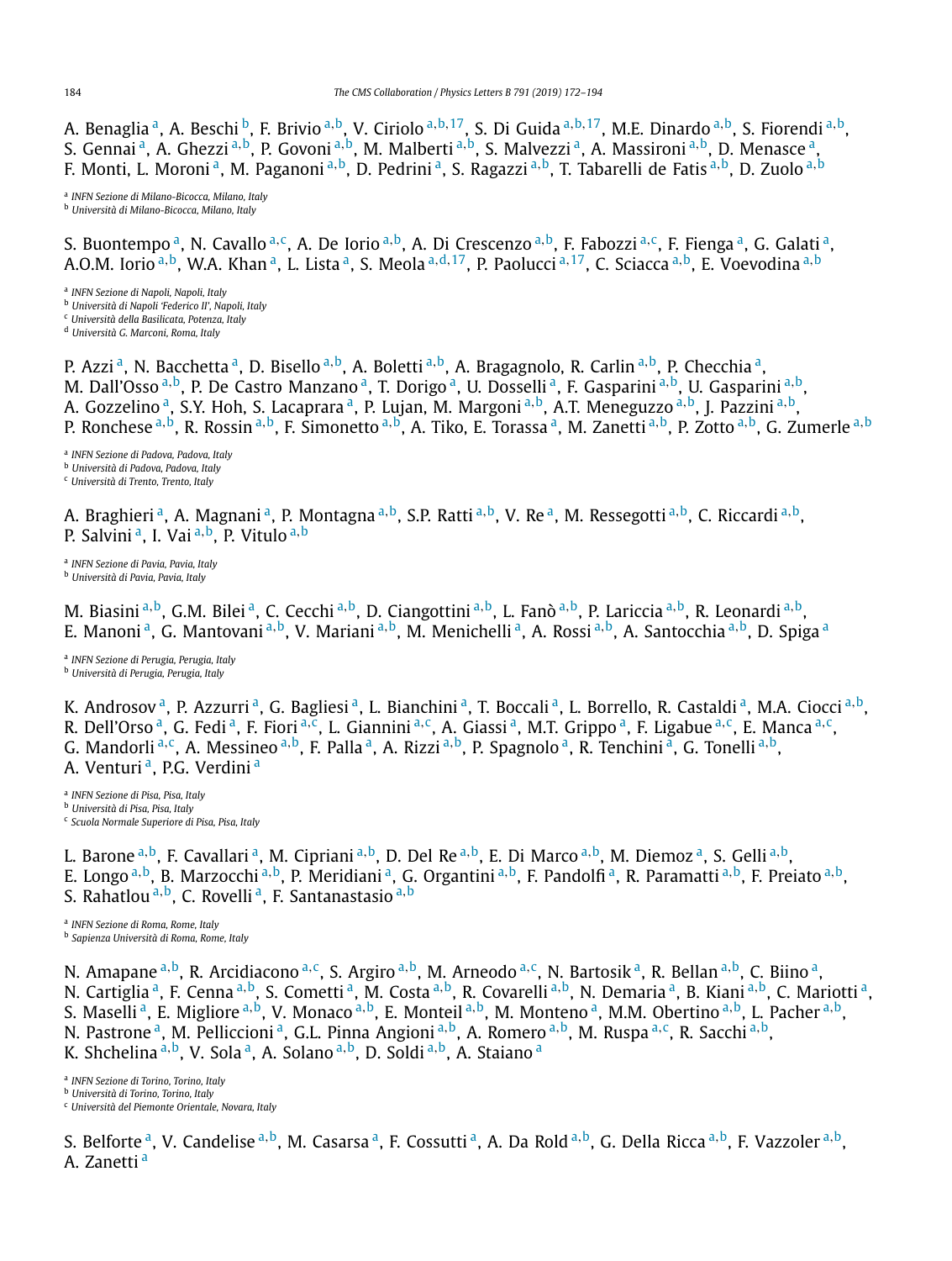A. Benaglia [a], A. Beschi [b], F. Brivio [a,b], V. Ciriolo [a,b,17], S. Di Guida [a,b,17], M.E. Dinardo [a,b], S. Fiorendi [a,b], S. Gennai [a], A. Ghezzi [a,b], P. Govoni [a,b], M. Malberti [a,b], S. Malvezzi [a], A. Massironi [a,b], D. Menasce [a], F. Monti, L. Moroni [a], M. Paganoni [a,b], D. Pedrini [a], S. Ragazzi [a,b], T. Tabarelli de Fatis [a,b], D. Zuolo [a,b]

[a] *INFN Sezione di Milano-Bicocca, Milano, Italy*
[b] *Università di Milano-Bicocca, Milano, Italy*

S. Buontempo [a], N. Cavallo [a,c], A. De Iorio [a,b], A. Di Crescenzo [a,b], F. Fabozzi [a,c], F. Fienga [a], G. Galati [a], A.O.M. Iorio [a,b], W.A. Khan [a], L. Lista [a], S. Meola [a,d,17], P. Paolucci [a,17], C. Sciacca [a,b], E. Voevodina [a,b]

[a] *INFN Sezione di Napoli, Napoli, Italy*
[b] *Università di Napoli 'Federico II', Napoli, Italy*
[c] *Università della Basilicata, Potenza, Italy*
[d] *Università G. Marconi, Roma, Italy*

P. Azzi [a], N. Bacchetta [a], D. Bisello [a,b], A. Boletti [a,b], A. Bragagnolo, R. Carlin [a,b], P. Checchia [a], M. Dall'Osso [a,b], P. De Castro Manzano [a], T. Dorigo [a], U. Dosselli [a], F. Gasparini [a,b], U. Gasparini [a,b], A. Gozzelino [a], S.Y. Hoh, S. Lacaprara [a], P. Lujan, M. Margoni [a,b], A.T. Meneguzzo [a,b], J. Pazzini [a,b], P. Ronchese [a,b], R. Rossin [a,b], F. Simonetto [a,b], A. Tiko, E. Torassa [a], M. Zanetti [a,b], P. Zotto [a,b], G. Zumerle [a,b]

[a] *INFN Sezione di Padova, Padova, Italy*
[b] *Università di Padova, Padova, Italy*
[c] *Università di Trento, Trento, Italy*

A. Braghieri [a], A. Magnani [a], P. Montagna [a,b], S.P. Ratti [a,b], V. Re [a], M. Ressegotti [a,b], C. Riccardi [a,b], P. Salvini [a], I. Vai [a,b], P. Vitulo [a,b]

[a] *INFN Sezione di Pavia, Pavia, Italy*
[b] *Università di Pavia, Pavia, Italy*

M. Biasini [a,b], G.M. Bilei [a], C. Cecchi [a,b], D. Ciangottini [a,b], L. Fanò [a,b], P. Lariccia [a,b], R. Leonardi [a,b], E. Manoni [a], G. Mantovani [a,b], V. Mariani [a,b], M. Menichelli [a], A. Rossi [a,b], A. Santocchia [a,b], D. Spiga [a]

[a] *INFN Sezione di Perugia, Perugia, Italy*
[b] *Università di Perugia, Perugia, Italy*

K. Androsov [a], P. Azzurri [a], G. Bagliesi [a], L. Bianchini [a], T. Boccali [a], L. Borrello, R. Castaldi [a], M.A. Ciocci [a,b], R. Dell'Orso [a], G. Fedi [a], F. Fiori [a,c], L. Giannini [a,c], A. Giassi [a], M.T. Grippo [a], F. Ligabue [a,c], E. Manca [a,c], G. Mandorli [a,c], A. Messineo [a,b], F. Palla [a], A. Rizzi [a,b], P. Spagnolo [a], R. Tenchini [a], G. Tonelli [a,b], A. Venturi [a], P.G. Verdini [a]

[a] *INFN Sezione di Pisa, Pisa, Italy*
[b] *Università di Pisa, Pisa, Italy*
[c] *Scuola Normale Superiore di Pisa, Pisa, Italy*

L. Barone [a,b], F. Cavallari [a], M. Cipriani [a,b], D. Del Re [a,b], E. Di Marco [a,b], M. Diemoz [a], S. Gelli [a,b], E. Longo [a,b], B. Marzocchi [a,b], P. Meridiani [a], G. Organtini [a,b], F. Pandolfi [a], R. Paramatti [a,b], F. Preiato [a,b], S. Rahatlou [a,b], C. Rovelli [a], F. Santanastasio [a,b]

[a] *INFN Sezione di Roma, Rome, Italy*
[b] *Sapienza Università di Roma, Rome, Italy*

N. Amapane [a,b], R. Arcidiacono [a,c], S. Argiro [a,b], M. Arneodo [a,c], N. Bartosik [a], R. Bellan [a,b], C. Biino [a], N. Cartiglia [a], F. Cenna [a,b], S. Cometti [a], M. Costa [a,b], R. Covarelli [a,b], N. Demaria [a], B. Kiani [a,b], C. Mariotti [a], S. Maselli [a], E. Migliore [a,b], V. Monaco [a,b], E. Monteil [a,b], M. Monteno [a], M.M. Obertino [a,b], L. Pacher [a,b], N. Pastrone [a], M. Pelliccioni [a], G.L. Pinna Angioni [a,b], A. Romero [a,b], M. Ruspa [a,c], R. Sacchi [a,b], K. Shchelina [a,b], V. Sola [a], A. Solano [a,b], D. Soldi [a,b], A. Staiano [a]

[a] *INFN Sezione di Torino, Torino, Italy*
[b] *Università di Torino, Torino, Italy*
[c] *Università del Piemonte Orientale, Novara, Italy*

S. Belforte [a], V. Candelise [a,b], M. Casarsa [a], F. Cossutti [a], A. Da Rold [a,b], G. Della Ricca [a,b], F. Vazzoler [a,b], A. Zanetti [a]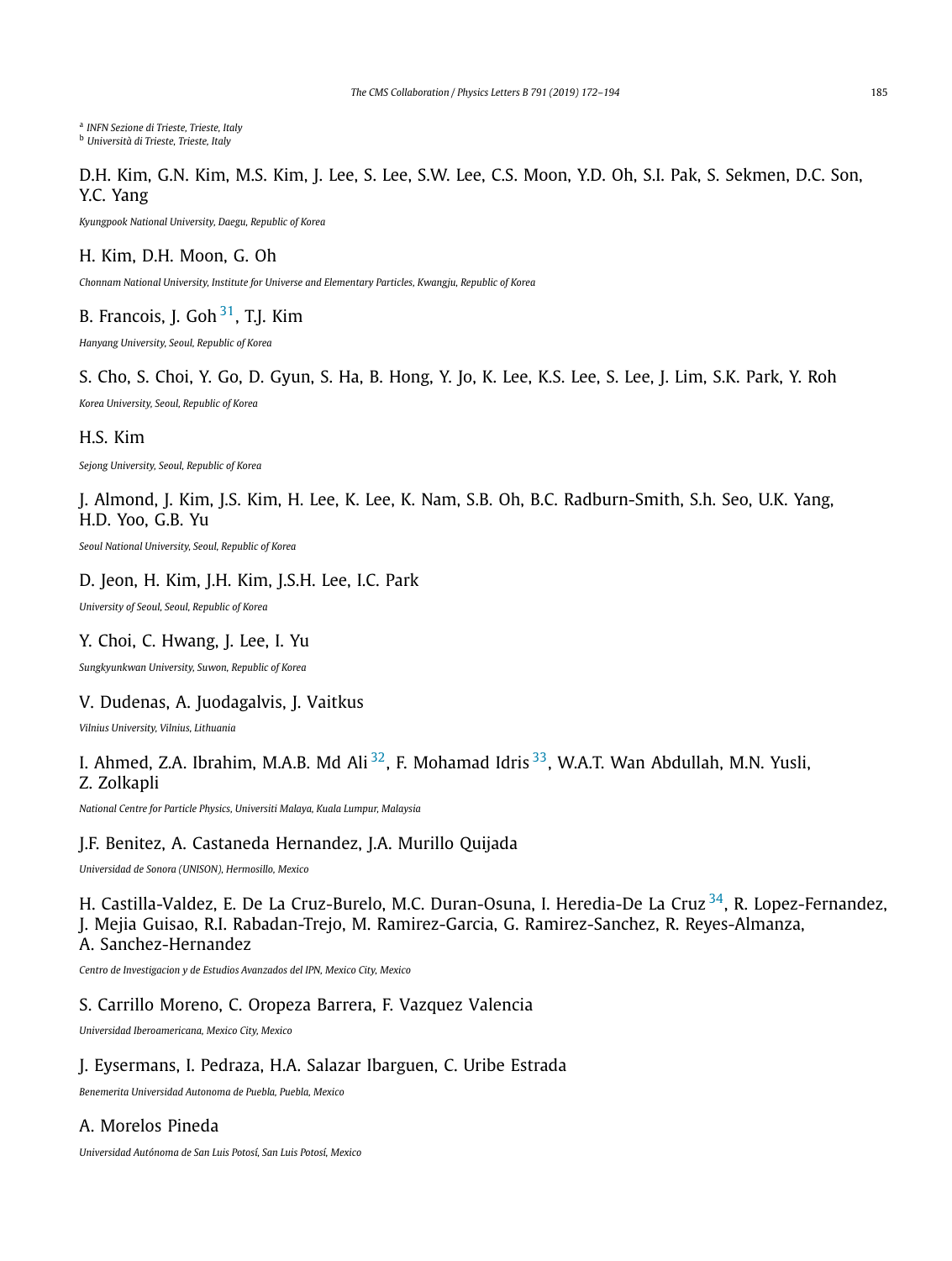[a] *INFN Sezione di Trieste, Trieste, Italy*
[b] *Università di Trieste, Trieste, Italy*

D.H. Kim, G.N. Kim, M.S. Kim, J. Lee, S. Lee, S.W. Lee, C.S. Moon, Y.D. Oh, S.I. Pak, S. Sekmen, D.C. Son, Y.C. Yang

*Kyungpook National University, Daegu, Republic of Korea*

H. Kim, D.H. Moon, G. Oh

*Chonnam National University, Institute for Universe and Elementary Particles, Kwangju, Republic of Korea*

B. Francois, J. Goh [31], T.J. Kim

*Hanyang University, Seoul, Republic of Korea*

S. Cho, S. Choi, Y. Go, D. Gyun, S. Ha, B. Hong, Y. Jo, K. Lee, K.S. Lee, S. Lee, J. Lim, S.K. Park, Y. Roh

*Korea University, Seoul, Republic of Korea*

H.S. Kim

*Sejong University, Seoul, Republic of Korea*

J. Almond, J. Kim, J.S. Kim, H. Lee, K. Lee, K. Nam, S.B. Oh, B.C. Radburn-Smith, S.h. Seo, U.K. Yang, H.D. Yoo, G.B. Yu

*Seoul National University, Seoul, Republic of Korea*

D. Jeon, H. Kim, J.H. Kim, J.S.H. Lee, I.C. Park

*University of Seoul, Seoul, Republic of Korea*

Y. Choi, C. Hwang, J. Lee, I. Yu

*Sungkyunkwan University, Suwon, Republic of Korea*

V. Dudenas, A. Juodagalvis, J. Vaitkus

*Vilnius University, Vilnius, Lithuania*

I. Ahmed, Z.A. Ibrahim, M.A.B. Md Ali [32], F. Mohamad Idris [33], W.A.T. Wan Abdullah, M.N. Yusli, Z. Zolkapli

*National Centre for Particle Physics, Universiti Malaya, Kuala Lumpur, Malaysia*

J.F. Benitez, A. Castaneda Hernandez, J.A. Murillo Quijada

*Universidad de Sonora (UNISON), Hermosillo, Mexico*

H. Castilla-Valdez, E. De La Cruz-Burelo, M.C. Duran-Osuna, I. Heredia-De La Cruz [34], R. Lopez-Fernandez, J. Mejia Guisao, R.I. Rabadan-Trejo, M. Ramirez-Garcia, G. Ramirez-Sanchez, R. Reyes-Almanza, A. Sanchez-Hernandez

*Centro de Investigacion y de Estudios Avanzados del IPN, Mexico City, Mexico*

S. Carrillo Moreno, C. Oropeza Barrera, F. Vazquez Valencia

*Universidad Iberoamericana, Mexico City, Mexico*

J. Eysermans, I. Pedraza, H.A. Salazar Ibarguen, C. Uribe Estrada

*Benemerita Universidad Autonoma de Puebla, Puebla, Mexico*

A. Morelos Pineda

*Universidad Autónoma de San Luis Potosí, San Luis Potosí, Mexico*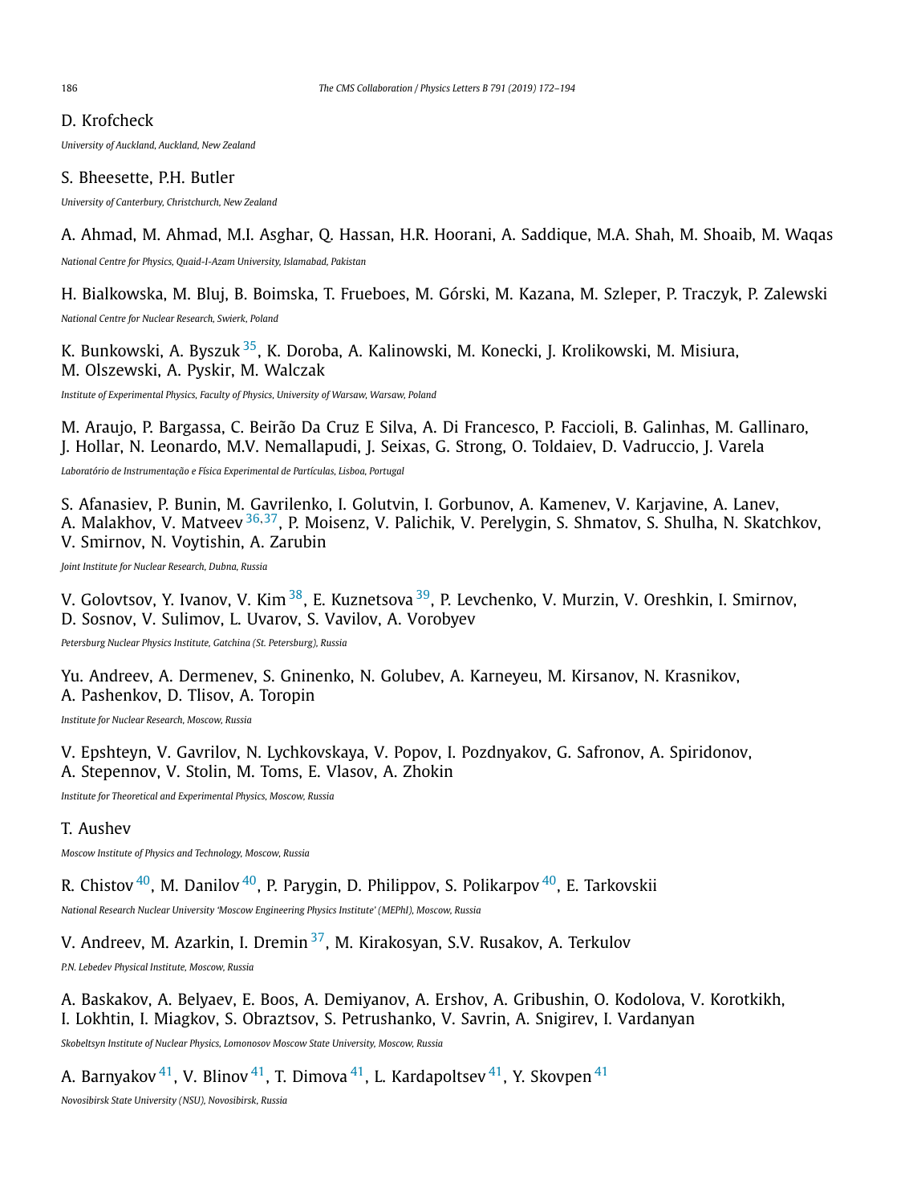D. Krofcheck

*University of Auckland, Auckland, New Zealand*

S. Bheesette, P.H. Butler

*University of Canterbury, Christchurch, New Zealand*

A. Ahmad, M. Ahmad, M.I. Asghar, Q. Hassan, H.R. Hoorani, A. Saddique, M.A. Shah, M. Shoaib, M. Waqas

*National Centre for Physics, Quaid-I-Azam University, Islamabad, Pakistan*

H. Bialkowska, M. Bluj, B. Boimska, T. Frueboes, M. Górski, M. Kazana, M. Szleper, P. Traczyk, P. Zalewski

*National Centre for Nuclear Research, Swierk, Poland*

K. Bunkowski, A. Byszuk [35], K. Doroba, A. Kalinowski, M. Konecki, J. Krolikowski, M. Misiura, M. Olszewski, A. Pyskir, M. Walczak

*Institute of Experimental Physics, Faculty of Physics, University of Warsaw, Warsaw, Poland*

M. Araujo, P. Bargassa, C. Beirão Da Cruz E Silva, A. Di Francesco, P. Faccioli, B. Galinhas, M. Gallinaro, J. Hollar, N. Leonardo, M.V. Nemallapudi, J. Seixas, G. Strong, O. Toldaiev, D. Vadruccio, J. Varela

*Laboratório de Instrumentação e Física Experimental de Partículas, Lisboa, Portugal*

S. Afanasiev, P. Bunin, M. Gavrilenko, I. Golutvin, I. Gorbunov, A. Kamenev, V. Karjavine, A. Lanev, A. Malakhov, V. Matveev [36,37], P. Moisenz, V. Palichik, V. Perelygin, S. Shmatov, S. Shulha, N. Skatchkov, V. Smirnov, N. Voytishin, A. Zarubin

*Joint Institute for Nuclear Research, Dubna, Russia*

V. Golovtsov, Y. Ivanov, V. Kim [38], E. Kuznetsova [39], P. Levchenko, V. Murzin, V. Oreshkin, I. Smirnov, D. Sosnov, V. Sulimov, L. Uvarov, S. Vavilov, A. Vorobyev

*Petersburg Nuclear Physics Institute, Gatchina (St. Petersburg), Russia*

Yu. Andreev, A. Dermenev, S. Gninenko, N. Golubev, A. Karneyeu, M. Kirsanov, N. Krasnikov, A. Pashenkov, D. Tlisov, A. Toropin

*Institute for Nuclear Research, Moscow, Russia*

V. Epshteyn, V. Gavrilov, N. Lychkovskaya, V. Popov, I. Pozdnyakov, G. Safronov, A. Spiridonov, A. Stepennov, V. Stolin, M. Toms, E. Vlasov, A. Zhokin

*Institute for Theoretical and Experimental Physics, Moscow, Russia*

T. Aushev

*Moscow Institute of Physics and Technology, Moscow, Russia*

R. Chistov [40], M. Danilov [40], P. Parygin, D. Philippov, S. Polikarpov [40], E. Tarkovskii

*National Research Nuclear University 'Moscow Engineering Physics Institute' (MEPhI), Moscow, Russia*

V. Andreev, M. Azarkin, I. Dremin [37], M. Kirakosyan, S.V. Rusakov, A. Terkulov

*P.N. Lebedev Physical Institute, Moscow, Russia*

A. Baskakov, A. Belyaev, E. Boos, A. Demiyanov, A. Ershov, A. Gribushin, O. Kodolova, V. Korotkikh, I. Lokhtin, I. Miagkov, S. Obraztsov, S. Petrushanko, V. Savrin, A. Snigirev, I. Vardanyan

*Skobeltsyn Institute of Nuclear Physics, Lomonosov Moscow State University, Moscow, Russia*

A. Barnyakov [41], V. Blinov [41], T. Dimova [41], L. Kardapoltsev [41], Y. Skovpen [41]

*Novosibirsk State University (NSU), Novosibirsk, Russia*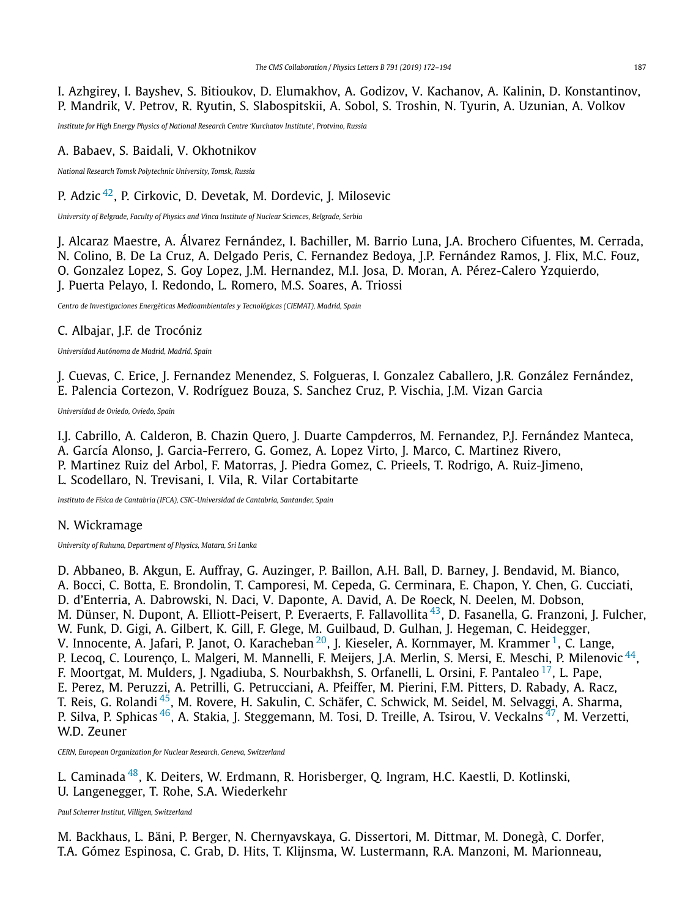I. Azhgirey, I. Bayshev, S. Bitioukov, D. Elumakhov, A. Godizov, V. Kachanov, A. Kalinin, D. Konstantinov, P. Mandrik, V. Petrov, R. Ryutin, S. Slabospitskii, A. Sobol, S. Troshin, N. Tyurin, A. Uzunian, A. Volkov

*Institute for High Energy Physics of National Research Centre 'Kurchatov Institute', Protvino, Russia*

A. Babaev, S. Baidali, V. Okhotnikov

*National Research Tomsk Polytechnic University, Tomsk, Russia*

P. Adzic [42], P. Cirkovic, D. Devetak, M. Dordevic, J. Milosevic

*University of Belgrade, Faculty of Physics and Vinca Institute of Nuclear Sciences, Belgrade, Serbia*

J. Alcaraz Maestre, A. Álvarez Fernández, I. Bachiller, M. Barrio Luna, J.A. Brochero Cifuentes, M. Cerrada, N. Colino, B. De La Cruz, A. Delgado Peris, C. Fernandez Bedoya, J.P. Fernández Ramos, J. Flix, M.C. Fouz, O. Gonzalez Lopez, S. Goy Lopez, J.M. Hernandez, M.I. Josa, D. Moran, A. Pérez-Calero Yzquierdo, J. Puerta Pelayo, I. Redondo, L. Romero, M.S. Soares, A. Triossi

*Centro de Investigaciones Energéticas Medioambientales y Tecnológicas (CIEMAT), Madrid, Spain*

C. Albajar, J.F. de Trocóniz

*Universidad Autónoma de Madrid, Madrid, Spain*

J. Cuevas, C. Erice, J. Fernandez Menendez, S. Folgueras, I. Gonzalez Caballero, J.R. González Fernández, E. Palencia Cortezon, V. Rodríguez Bouza, S. Sanchez Cruz, P. Vischia, J.M. Vizan Garcia

*Universidad de Oviedo, Oviedo, Spain*

I.J. Cabrillo, A. Calderon, B. Chazin Quero, J. Duarte Campderros, M. Fernandez, P.J. Fernández Manteca, A. García Alonso, J. Garcia-Ferrero, G. Gomez, A. Lopez Virto, J. Marco, C. Martinez Rivero, P. Martinez Ruiz del Arbol, F. Matorras, J. Piedra Gomez, C. Prieels, T. Rodrigo, A. Ruiz-Jimeno, L. Scodellaro, N. Trevisani, I. Vila, R. Vilar Cortabitarte

*Instituto de Física de Cantabria (IFCA), CSIC-Universidad de Cantabria, Santander, Spain*

N. Wickramage

*University of Ruhuna, Department of Physics, Matara, Sri Lanka*

D. Abbaneo, B. Akgun, E. Auffray, G. Auzinger, P. Baillon, A.H. Ball, D. Barney, J. Bendavid, M. Bianco, A. Bocci, C. Botta, E. Brondolin, T. Camporesi, M. Cepeda, G. Cerminara, E. Chapon, Y. Chen, G. Cucciati, D. d'Enterria, A. Dabrowski, N. Daci, V. Daponte, A. David, A. De Roeck, N. Deelen, M. Dobson, M. Dünser, N. Dupont, A. Elliott-Peisert, P. Everaerts, F. Fallavollita [43], D. Fasanella, G. Franzoni, J. Fulcher, W. Funk, D. Gigi, A. Gilbert, K. Gill, F. Glege, M. Guilbaud, D. Gulhan, J. Hegeman, C. Heidegger, V. Innocente, A. Jafari, P. Janot, O. Karacheban [20], J. Kieseler, A. Kornmayer, M. Krammer [1], C. Lange, P. Lecoq, C. Lourenço, L. Malgeri, M. Mannelli, F. Meijers, J.A. Merlin, S. Mersi, E. Meschi, P. Milenovic [44], F. Moortgat, M. Mulders, J. Ngadiuba, S. Nourbakhsh, S. Orfanelli, L. Orsini, F. Pantaleo [17], L. Pape, E. Perez, M. Peruzzi, A. Petrilli, G. Petrucciani, A. Pfeiffer, M. Pierini, F.M. Pitters, D. Rabady, A. Racz, T. Reis, G. Rolandi [45], M. Rovere, H. Sakulin, C. Schäfer, C. Schwick, M. Seidel, M. Selvaggi, A. Sharma, P. Silva, P. Sphicas [46], A. Stakia, J. Steggemann, M. Tosi, D. Treille, A. Tsirou, V. Veckalns [47], M. Verzetti, W.D. Zeuner

*CERN, European Organization for Nuclear Research, Geneva, Switzerland*

L. Caminada [48], K. Deiters, W. Erdmann, R. Horisberger, Q. Ingram, H.C. Kaestli, D. Kotlinski, U. Langenegger, T. Rohe, S.A. Wiederkehr

*Paul Scherrer Institut, Villigen, Switzerland*

M. Backhaus, L. Bäni, P. Berger, N. Chernyavskaya, G. Dissertori, M. Dittmar, M. Donegà, C. Dorfer, T.A. Gómez Espinosa, C. Grab, D. Hits, T. Klijnsma, W. Lustermann, R.A. Manzoni, M. Marionneau,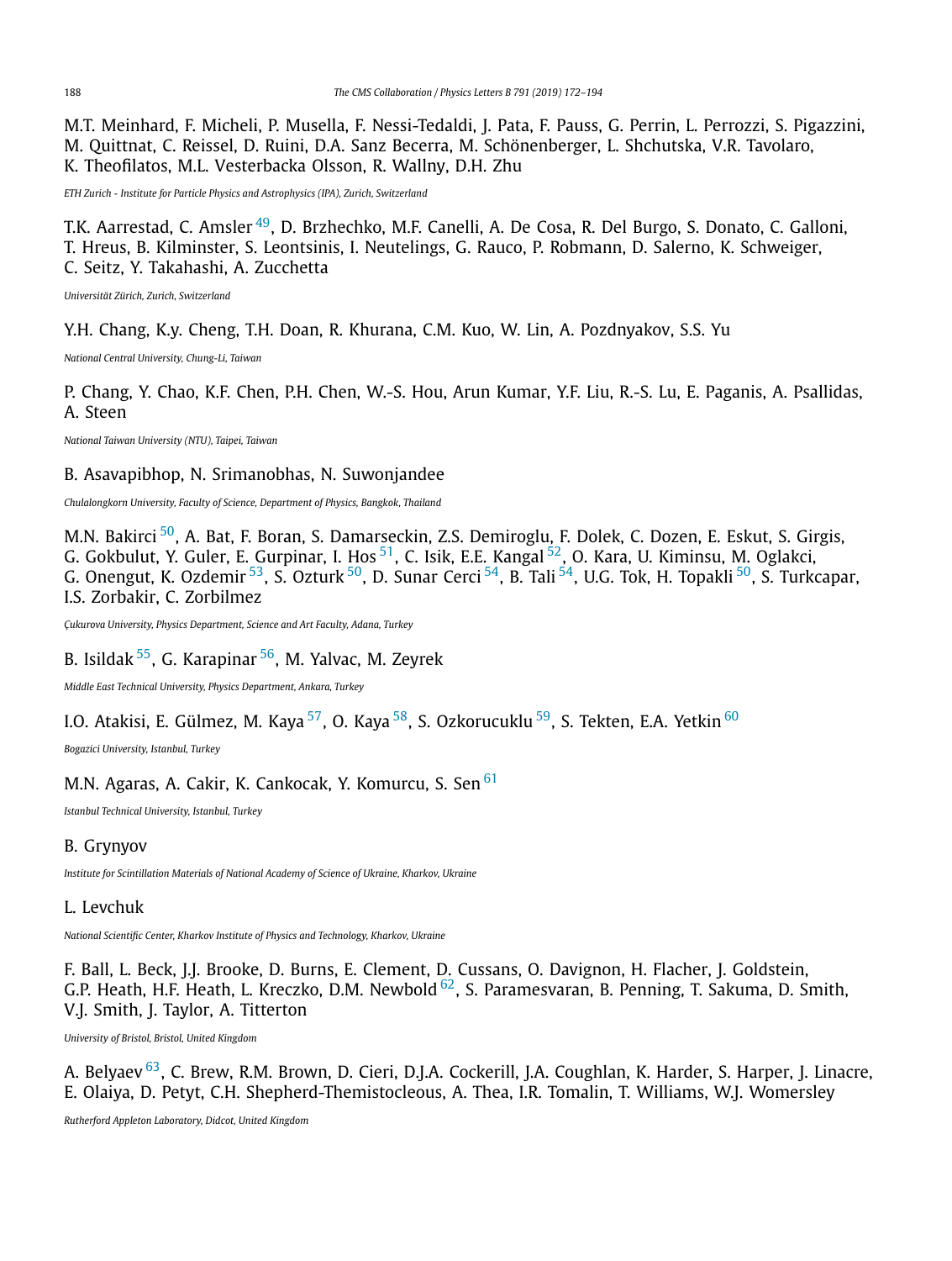M.T. Meinhard, F. Micheli, P. Musella, F. Nessi-Tedaldi, J. Pata, F. Pauss, G. Perrin, L. Perrozzi, S. Pigazzini, M. Quittnat, C. Reissel, D. Ruini, D.A. Sanz Becerra, M. Schönenberger, L. Shchutska, V.R. Tavolaro, K. Theofilatos, M.L. Vesterbacka Olsson, R. Wallny, D.H. Zhu

*ETH Zurich - Institute for Particle Physics and Astrophysics (IPA), Zurich, Switzerland*

T.K. Aarrestad, C. Amsler [49], D. Brzhechko, M.F. Canelli, A. De Cosa, R. Del Burgo, S. Donato, C. Galloni, T. Hreus, B. Kilminster, S. Leontsinis, I. Neutelings, G. Rauco, P. Robmann, D. Salerno, K. Schweiger, C. Seitz, Y. Takahashi, A. Zucchetta

*Universität Zürich, Zurich, Switzerland*

Y.H. Chang, K.y. Cheng, T.H. Doan, R. Khurana, C.M. Kuo, W. Lin, A. Pozdnyakov, S.S. Yu

*National Central University, Chung-Li, Taiwan*

P. Chang, Y. Chao, K.F. Chen, P.H. Chen, W.-S. Hou, Arun Kumar, Y.F. Liu, R.-S. Lu, E. Paganis, A. Psallidas, A. Steen

*National Taiwan University (NTU), Taipei, Taiwan*

B. Asavapibhop, N. Srimanobhas, N. Suwonjandee

*Chulalongkorn University, Faculty of Science, Department of Physics, Bangkok, Thailand*

M.N. Bakirci [50], A. Bat, F. Boran, S. Damarseckin, Z.S. Demiroglu, F. Dolek, C. Dozen, E. Eskut, S. Girgis, G. Gokbulut, Y. Guler, E. Gurpinar, I. Hos [51], C. Isik, E.E. Kangal [52], O. Kara, U. Kiminsu, M. Oglakci, G. Onengut, K. Ozdemir [53], S. Ozturk [50], D. Sunar Cerci [54], B. Tali [54], U.G. Tok, H. Topakli [50], S. Turkcapar, I.S. Zorbakir, C. Zorbilmez

*Çukurova University, Physics Department, Science and Art Faculty, Adana, Turkey*

B. Isildak [55], G. Karapinar [56], M. Yalvac, M. Zeyrek

*Middle East Technical University, Physics Department, Ankara, Turkey*

I.O. Atakisi, E. Gülmez, M. Kaya [57], O. Kaya [58], S. Ozkorucuklu [59], S. Tekten, E.A. Yetkin [60]

*Bogazici University, Istanbul, Turkey*

M.N. Agaras, A. Cakir, K. Cankocak, Y. Komurcu, S. Sen [61]

*Istanbul Technical University, Istanbul, Turkey*

B. Grynyov

*Institute for Scintillation Materials of National Academy of Science of Ukraine, Kharkov, Ukraine*

L. Levchuk

*National Scientific Center, Kharkov Institute of Physics and Technology, Kharkov, Ukraine*

F. Ball, L. Beck, J.J. Brooke, D. Burns, E. Clement, D. Cussans, O. Davignon, H. Flacher, J. Goldstein, G.P. Heath, H.F. Heath, L. Kreczko, D.M. Newbold [62], S. Paramesvaran, B. Penning, T. Sakuma, D. Smith, V.J. Smith, J. Taylor, A. Titterton

*University of Bristol, Bristol, United Kingdom*

A. Belyaev [63], C. Brew, R.M. Brown, D. Cieri, D.J.A. Cockerill, J.A. Coughlan, K. Harder, S. Harper, J. Linacre, E. Olaiya, D. Petyt, C.H. Shepherd-Themistocleous, A. Thea, I.R. Tomalin, T. Williams, W.J. Womersley

*Rutherford Appleton Laboratory, Didcot, United Kingdom*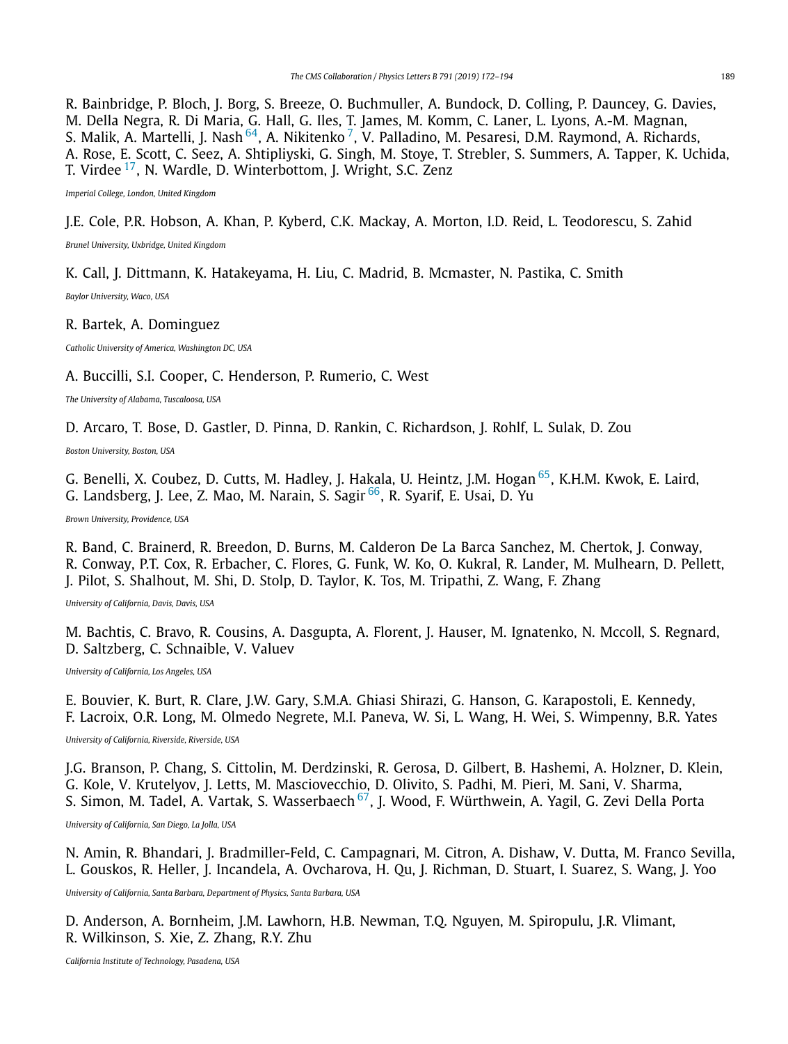R. Bainbridge, P. Bloch, J. Borg, S. Breeze, O. Buchmuller, A. Bundock, D. Colling, P. Dauncey, G. Davies, M. Della Negra, R. Di Maria, G. Hall, G. Iles, T. James, M. Komm, C. Laner, L. Lyons, A.-M. Magnan, S. Malik, A. Martelli, J. Nash [64], A. Nikitenko [7], V. Palladino, M. Pesaresi, D.M. Raymond, A. Richards, A. Rose, E. Scott, C. Seez, A. Shtipliyski, G. Singh, M. Stoye, T. Strebler, S. Summers, A. Tapper, K. Uchida, T. Virdee [17], N. Wardle, D. Winterbottom, J. Wright, S.C. Zenz

*Imperial College, London, United Kingdom*

J.E. Cole, P.R. Hobson, A. Khan, P. Kyberd, C.K. Mackay, A. Morton, I.D. Reid, L. Teodorescu, S. Zahid

*Brunel University, Uxbridge, United Kingdom*

K. Call, J. Dittmann, K. Hatakeyama, H. Liu, C. Madrid, B. Mcmaster, N. Pastika, C. Smith

*Baylor University, Waco, USA*

R. Bartek, A. Dominguez

*Catholic University of America, Washington DC, USA*

A. Buccilli, S.I. Cooper, C. Henderson, P. Rumerio, C. West

*The University of Alabama, Tuscaloosa, USA*

D. Arcaro, T. Bose, D. Gastler, D. Pinna, D. Rankin, C. Richardson, J. Rohlf, L. Sulak, D. Zou

*Boston University, Boston, USA*

G. Benelli, X. Coubez, D. Cutts, M. Hadley, J. Hakala, U. Heintz, J.M. Hogan [65], K.H.M. Kwok, E. Laird, G. Landsberg, J. Lee, Z. Mao, M. Narain, S. Sagir [66], R. Syarif, E. Usai, D. Yu

*Brown University, Providence, USA*

R. Band, C. Brainerd, R. Breedon, D. Burns, M. Calderon De La Barca Sanchez, M. Chertok, J. Conway, R. Conway, P.T. Cox, R. Erbacher, C. Flores, G. Funk, W. Ko, O. Kukral, R. Lander, M. Mulhearn, D. Pellett, J. Pilot, S. Shalhout, M. Shi, D. Stolp, D. Taylor, K. Tos, M. Tripathi, Z. Wang, F. Zhang

*University of California, Davis, Davis, USA*

M. Bachtis, C. Bravo, R. Cousins, A. Dasgupta, A. Florent, J. Hauser, M. Ignatenko, N. Mccoll, S. Regnard, D. Saltzberg, C. Schnaible, V. Valuev

*University of California, Los Angeles, USA*

E. Bouvier, K. Burt, R. Clare, J.W. Gary, S.M.A. Ghiasi Shirazi, G. Hanson, G. Karapostoli, E. Kennedy, F. Lacroix, O.R. Long, M. Olmedo Negrete, M.I. Paneva, W. Si, L. Wang, H. Wei, S. Wimpenny, B.R. Yates

*University of California, Riverside, Riverside, USA*

J.G. Branson, P. Chang, S. Cittolin, M. Derdzinski, R. Gerosa, D. Gilbert, B. Hashemi, A. Holzner, D. Klein, G. Kole, V. Krutelyov, J. Letts, M. Masciovecchio, D. Olivito, S. Padhi, M. Pieri, M. Sani, V. Sharma, S. Simon, M. Tadel, A. Vartak, S. Wasserbaech [67], J. Wood, F. Würthwein, A. Yagil, G. Zevi Della Porta

*University of California, San Diego, La Jolla, USA*

N. Amin, R. Bhandari, J. Bradmiller-Feld, C. Campagnari, M. Citron, A. Dishaw, V. Dutta, M. Franco Sevilla, L. Gouskos, R. Heller, J. Incandela, A. Ovcharova, H. Qu, J. Richman, D. Stuart, I. Suarez, S. Wang, J. Yoo

*University of California, Santa Barbara, Department of Physics, Santa Barbara, USA*

D. Anderson, A. Bornheim, J.M. Lawhorn, H.B. Newman, T.Q. Nguyen, M. Spiropulu, J.R. Vlimant, R. Wilkinson, S. Xie, Z. Zhang, R.Y. Zhu

*California Institute of Technology, Pasadena, USA*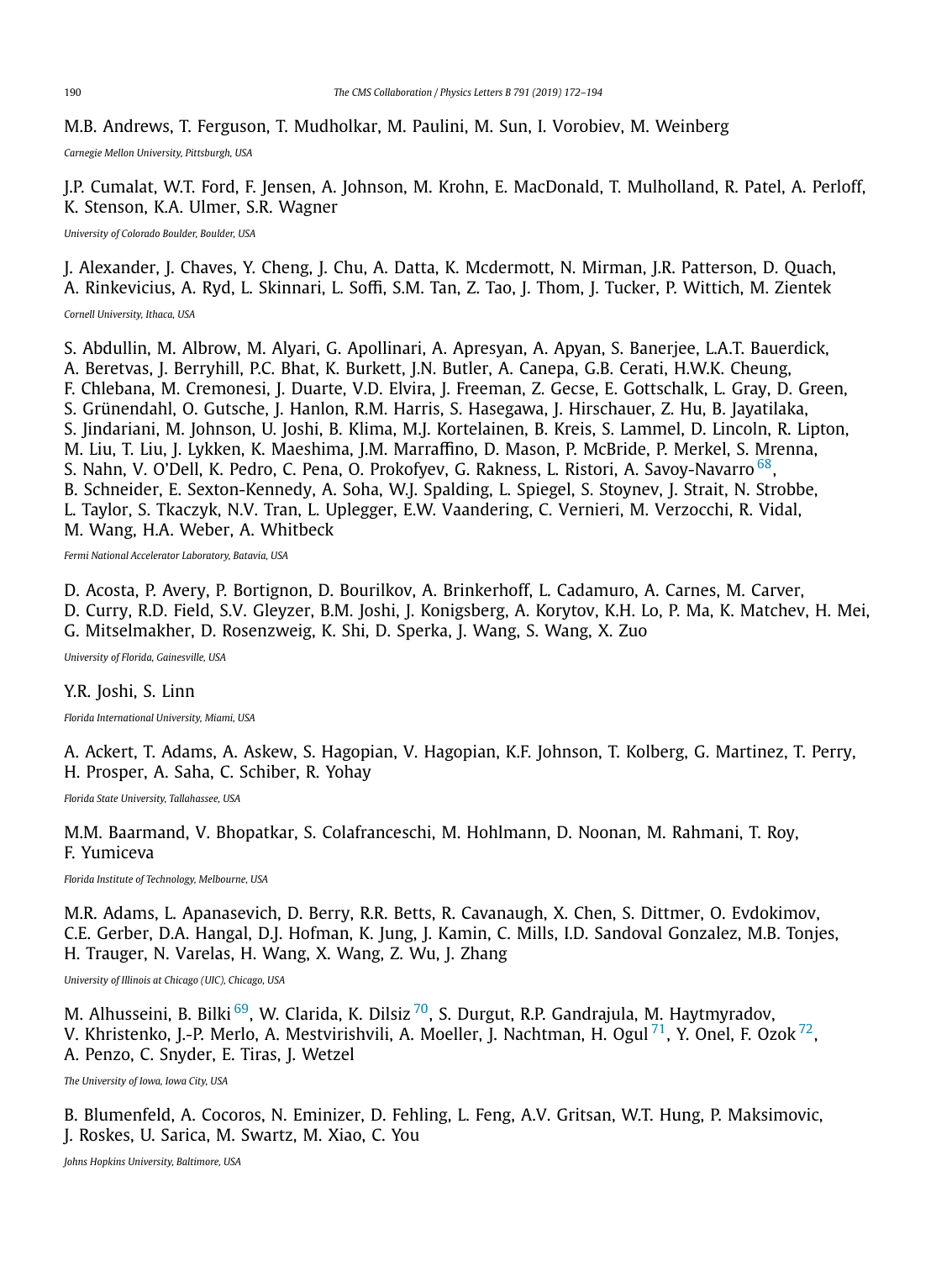M.B. Andrews, T. Ferguson, T. Mudholkar, M. Paulini, M. Sun, I. Vorobiev, M. Weinberg

*Carnegie Mellon University, Pittsburgh, USA*

J.P. Cumalat, W.T. Ford, F. Jensen, A. Johnson, M. Krohn, E. MacDonald, T. Mulholland, R. Patel, A. Perloff, K. Stenson, K.A. Ulmer, S.R. Wagner

*University of Colorado Boulder, Boulder, USA*

J. Alexander, J. Chaves, Y. Cheng, J. Chu, A. Datta, K. Mcdermott, N. Mirman, J.R. Patterson, D. Quach, A. Rinkevicius, A. Ryd, L. Skinnari, L. Soffi, S.M. Tan, Z. Tao, J. Thom, J. Tucker, P. Wittich, M. Zientek

*Cornell University, Ithaca, USA*

S. Abdullin, M. Albrow, M. Alyari, G. Apollinari, A. Apresyan, A. Apyan, S. Banerjee, L.A.T. Bauerdick, A. Beretvas, J. Berryhill, P.C. Bhat, K. Burkett, J.N. Butler, A. Canepa, G.B. Cerati, H.W.K. Cheung, F. Chlebana, M. Cremonesi, J. Duarte, V.D. Elvira, J. Freeman, Z. Gecse, E. Gottschalk, L. Gray, D. Green, S. Grünendahl, O. Gutsche, J. Hanlon, R.M. Harris, S. Hasegawa, J. Hirschauer, Z. Hu, B. Jayatilaka, S. Jindariani, M. Johnson, U. Joshi, B. Klima, M.J. Kortelainen, B. Kreis, S. Lammel, D. Lincoln, R. Lipton, M. Liu, T. Liu, J. Lykken, K. Maeshima, J.M. Marraffino, D. Mason, P. McBride, P. Merkel, S. Mrenna, S. Nahn, V. O'Dell, K. Pedro, C. Pena, O. Prokofyev, G. Rakness, L. Ristori, A. Savoy-Navarro [68], B. Schneider, E. Sexton-Kennedy, A. Soha, W.J. Spalding, L. Spiegel, S. Stoynev, J. Strait, N. Strobbe, L. Taylor, S. Tkaczyk, N.V. Tran, L. Uplegger, E.W. Vaandering, C. Vernieri, M. Verzocchi, R. Vidal, M. Wang, H.A. Weber, A. Whitbeck

*Fermi National Accelerator Laboratory, Batavia, USA*

D. Acosta, P. Avery, P. Bortignon, D. Bourilkov, A. Brinkerhoff, L. Cadamuro, A. Carnes, M. Carver, D. Curry, R.D. Field, S.V. Gleyzer, B.M. Joshi, J. Konigsberg, A. Korytov, K.H. Lo, P. Ma, K. Matchev, H. Mei, G. Mitselmakher, D. Rosenzweig, K. Shi, D. Sperka, J. Wang, S. Wang, X. Zuo

*University of Florida, Gainesville, USA*

Y.R. Joshi, S. Linn

*Florida International University, Miami, USA*

A. Ackert, T. Adams, A. Askew, S. Hagopian, V. Hagopian, K.F. Johnson, T. Kolberg, G. Martinez, T. Perry, H. Prosper, A. Saha, C. Schiber, R. Yohay

*Florida State University, Tallahassee, USA*

M.M. Baarmand, V. Bhopatkar, S. Colafranceschi, M. Hohlmann, D. Noonan, M. Rahmani, T. Roy, F. Yumiceva

*Florida Institute of Technology, Melbourne, USA*

M.R. Adams, L. Apanasevich, D. Berry, R.R. Betts, R. Cavanaugh, X. Chen, S. Dittmer, O. Evdokimov, C.E. Gerber, D.A. Hangal, D.J. Hofman, K. Jung, J. Kamin, C. Mills, I.D. Sandoval Gonzalez, M.B. Tonjes, H. Trauger, N. Varelas, H. Wang, X. Wang, Z. Wu, J. Zhang

*University of Illinois at Chicago (UIC), Chicago, USA*

M. Alhusseini, B. Bilki [69], W. Clarida, K. Dilsiz [70], S. Durgut, R.P. Gandrajula, M. Haytmyradov, V. Khristenko, J.-P. Merlo, A. Mestvirishvili, A. Moeller, J. Nachtman, H. Ogul [71], Y. Onel, F. Ozok [72], A. Penzo, C. Snyder, E. Tiras, J. Wetzel

*The University of Iowa, Iowa City, USA*

B. Blumenfeld, A. Cocoros, N. Eminizer, D. Fehling, L. Feng, A.V. Gritsan, W.T. Hung, P. Maksimovic, J. Roskes, U. Sarica, M. Swartz, M. Xiao, C. You

*Johns Hopkins University, Baltimore, USA*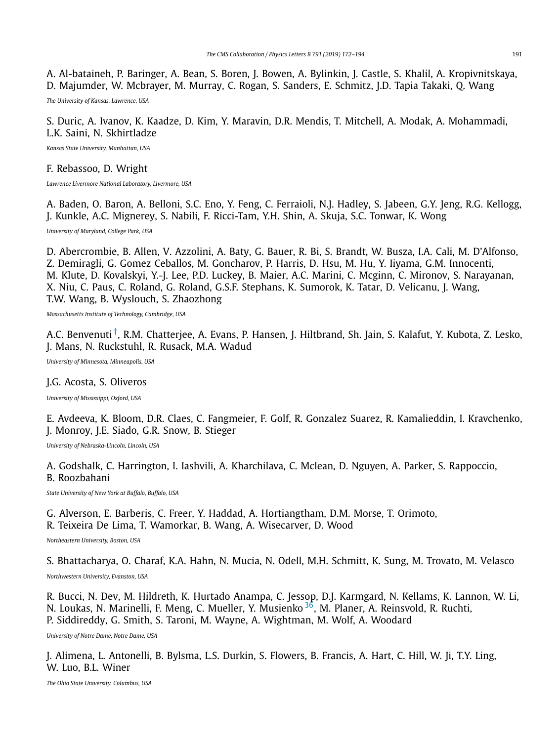A. Al-bataineh, P. Baringer, A. Bean, S. Boren, J. Bowen, A. Bylinkin, J. Castle, S. Khalil, A. Kropivnitskaya, D. Majumder, W. Mcbrayer, M. Murray, C. Rogan, S. Sanders, E. Schmitz, J.D. Tapia Takaki, Q. Wang

*The University of Kansas, Lawrence, USA*

S. Duric, A. Ivanov, K. Kaadze, D. Kim, Y. Maravin, D.R. Mendis, T. Mitchell, A. Modak, A. Mohammadi, L.K. Saini, N. Skhirtladze

*Kansas State University, Manhattan, USA*

F. Rebassoo, D. Wright

*Lawrence Livermore National Laboratory, Livermore, USA*

A. Baden, O. Baron, A. Belloni, S.C. Eno, Y. Feng, C. Ferraioli, N.J. Hadley, S. Jabeen, G.Y. Jeng, R.G. Kellogg, J. Kunkle, A.C. Mignerey, S. Nabili, F. Ricci-Tam, Y.H. Shin, A. Skuja, S.C. Tonwar, K. Wong

*University of Maryland, College Park, USA*

D. Abercrombie, B. Allen, V. Azzolini, A. Baty, G. Bauer, R. Bi, S. Brandt, W. Busza, I.A. Cali, M. D'Alfonso, Z. Demiragli, G. Gomez Ceballos, M. Goncharov, P. Harris, D. Hsu, M. Hu, Y. Iiyama, G.M. Innocenti, M. Klute, D. Kovalskyi, Y.-J. Lee, P.D. Luckey, B. Maier, A.C. Marini, C. Mcginn, C. Mironov, S. Narayanan, X. Niu, C. Paus, C. Roland, G. Roland, G.S.F. Stephans, K. Sumorok, K. Tatar, D. Velicanu, J. Wang, T.W. Wang, B. Wyslouch, S. Zhaozhong

*Massachusetts Institute of Technology, Cambridge, USA*

A.C. Benvenuti[†], R.M. Chatterjee, A. Evans, P. Hansen, J. Hiltbrand, Sh. Jain, S. Kalafut, Y. Kubota, Z. Lesko, J. Mans, N. Ruckstuhl, R. Rusack, M.A. Wadud

*University of Minnesota, Minneapolis, USA*

J.G. Acosta, S. Oliveros

*University of Mississippi, Oxford, USA*

E. Avdeeva, K. Bloom, D.R. Claes, C. Fangmeier, F. Golf, R. Gonzalez Suarez, R. Kamalieddin, I. Kravchenko, J. Monroy, J.E. Siado, G.R. Snow, B. Stieger

*University of Nebraska-Lincoln, Lincoln, USA*

A. Godshalk, C. Harrington, I. Iashvili, A. Kharchilava, C. Mclean, D. Nguyen, A. Parker, S. Rappoccio, B. Roozbahani

*State University of New York at Buffalo, Buffalo, USA*

G. Alverson, E. Barberis, C. Freer, Y. Haddad, A. Hortiangtham, D.M. Morse, T. Orimoto, R. Teixeira De Lima, T. Wamorkar, B. Wang, A. Wisecarver, D. Wood

*Northeastern University, Boston, USA*

S. Bhattacharya, O. Charaf, K.A. Hahn, N. Mucia, N. Odell, M.H. Schmitt, K. Sung, M. Trovato, M. Velasco

*Northwestern University, Evanston, USA*

R. Bucci, N. Dev, M. Hildreth, K. Hurtado Anampa, C. Jessop, D.J. Karmgard, N. Kellams, K. Lannon, W. Li, N. Loukas, N. Marinelli, F. Meng, C. Mueller, Y. Musienko[36], M. Planer, A. Reinsvold, R. Ruchti, P. Siddireddy, G. Smith, S. Taroni, M. Wayne, A. Wightman, M. Wolf, A. Woodard

*University of Notre Dame, Notre Dame, USA*

J. Alimena, L. Antonelli, B. Bylsma, L.S. Durkin, S. Flowers, B. Francis, A. Hart, C. Hill, W. Ji, T.Y. Ling, W. Luo, B.L. Winer

*The Ohio State University, Columbus, USA*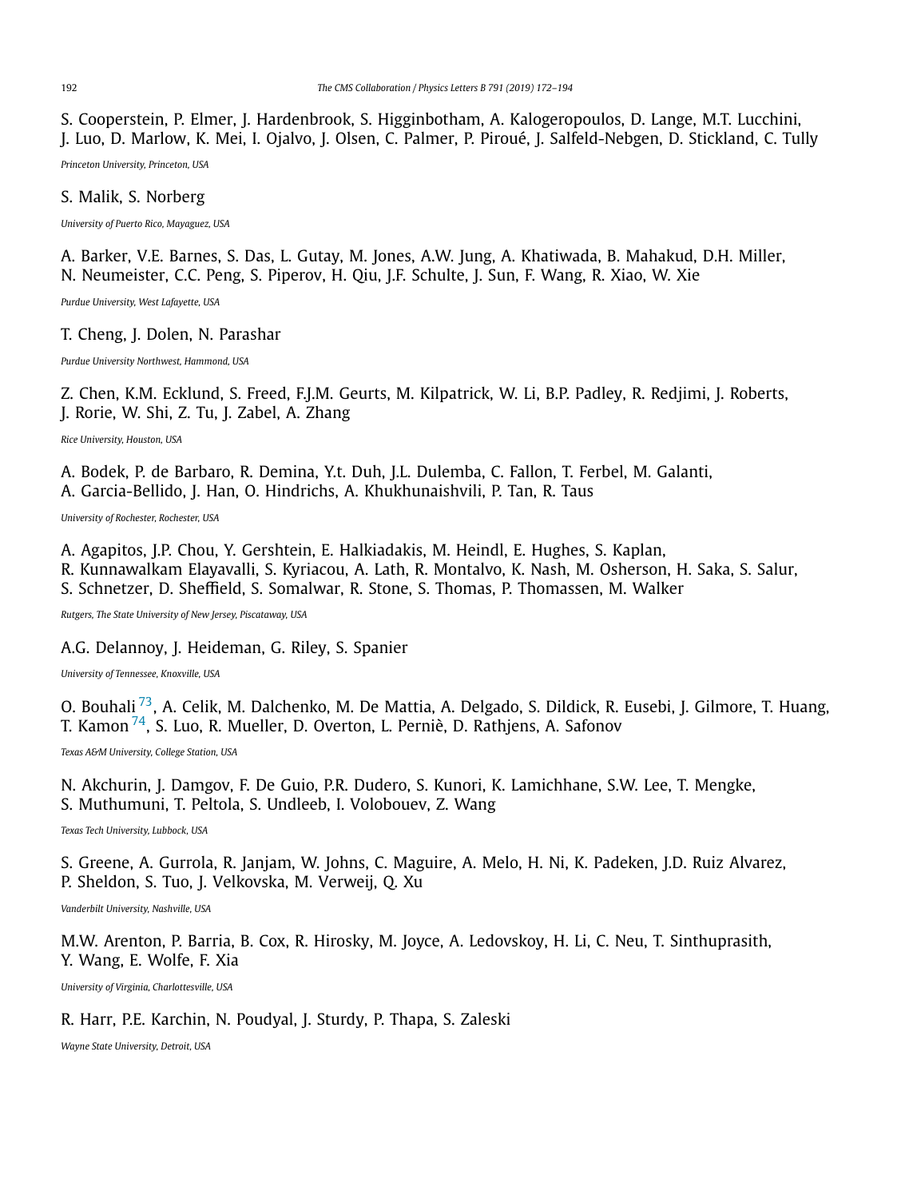S. Cooperstein, P. Elmer, J. Hardenbrook, S. Higginbotham, A. Kalogeropoulos, D. Lange, M.T. Lucchini, J. Luo, D. Marlow, K. Mei, I. Ojalvo, J. Olsen, C. Palmer, P. Piroué, J. Salfeld-Nebgen, D. Stickland, C. Tully

*Princeton University, Princeton, USA*

S. Malik, S. Norberg

*University of Puerto Rico, Mayaguez, USA*

A. Barker, V.E. Barnes, S. Das, L. Gutay, M. Jones, A.W. Jung, A. Khatiwada, B. Mahakud, D.H. Miller, N. Neumeister, C.C. Peng, S. Piperov, H. Qiu, J.F. Schulte, J. Sun, F. Wang, R. Xiao, W. Xie

*Purdue University, West Lafayette, USA*

T. Cheng, J. Dolen, N. Parashar

*Purdue University Northwest, Hammond, USA*

Z. Chen, K.M. Ecklund, S. Freed, F.J.M. Geurts, M. Kilpatrick, W. Li, B.P. Padley, R. Redjimi, J. Roberts, J. Rorie, W. Shi, Z. Tu, J. Zabel, A. Zhang

*Rice University, Houston, USA*

A. Bodek, P. de Barbaro, R. Demina, Y.t. Duh, J.L. Dulemba, C. Fallon, T. Ferbel, M. Galanti, A. Garcia-Bellido, J. Han, O. Hindrichs, A. Khukhunaishvili, P. Tan, R. Taus

*University of Rochester, Rochester, USA*

A. Agapitos, J.P. Chou, Y. Gershtein, E. Halkiadakis, M. Heindl, E. Hughes, S. Kaplan, R. Kunnawalkam Elayavalli, S. Kyriacou, A. Lath, R. Montalvo, K. Nash, M. Osherson, H. Saka, S. Salur, S. Schnetzer, D. Sheffield, S. Somalwar, R. Stone, S. Thomas, P. Thomassen, M. Walker

*Rutgers, The State University of New Jersey, Piscataway, USA*

A.G. Delannoy, J. Heideman, G. Riley, S. Spanier

*University of Tennessee, Knoxville, USA*

O. Bouhali [73], A. Celik, M. Dalchenko, M. De Mattia, A. Delgado, S. Dildick, R. Eusebi, J. Gilmore, T. Huang, T. Kamon [74], S. Luo, R. Mueller, D. Overton, L. Perniè, D. Rathjens, A. Safonov

*Texas A&M University, College Station, USA*

N. Akchurin, J. Damgov, F. De Guio, P.R. Dudero, S. Kunori, K. Lamichhane, S.W. Lee, T. Mengke, S. Muthumuni, T. Peltola, S. Undleeb, I. Volobouev, Z. Wang

*Texas Tech University, Lubbock, USA*

S. Greene, A. Gurrola, R. Janjam, W. Johns, C. Maguire, A. Melo, H. Ni, K. Padeken, J.D. Ruiz Alvarez, P. Sheldon, S. Tuo, J. Velkovska, M. Verweij, Q. Xu

*Vanderbilt University, Nashville, USA*

M.W. Arenton, P. Barria, B. Cox, R. Hirosky, M. Joyce, A. Ledovskoy, H. Li, C. Neu, T. Sinthuprasith, Y. Wang, E. Wolfe, F. Xia

*University of Virginia, Charlottesville, USA*

R. Harr, P.E. Karchin, N. Poudyal, J. Sturdy, P. Thapa, S. Zaleski

*Wayne State University, Detroit, USA*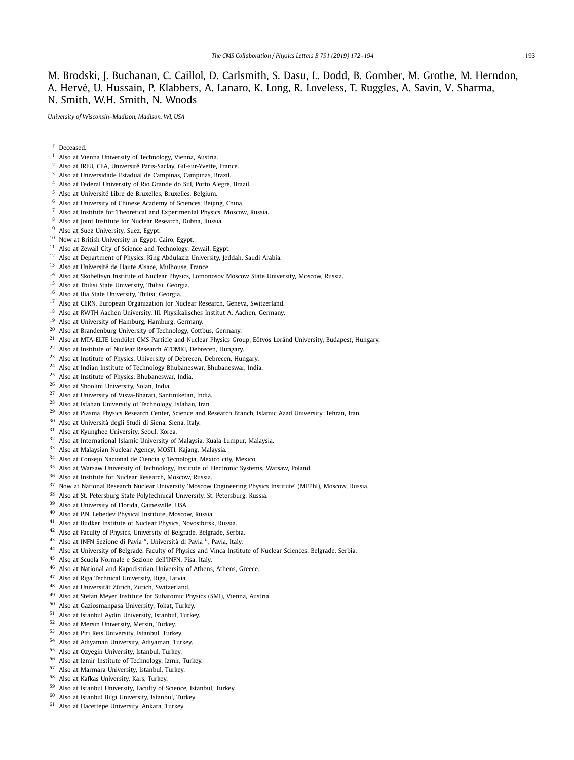M. Brodski, J. Buchanan, C. Caillol, D. Carlsmith, S. Dasu, L. Dodd, B. Gomber, M. Grothe, M. Herndon, A. Hervé, U. Hussain, P. Klabbers, A. Lanaro, K. Long, R. Loveless, T. Ruggles, A. Savin, V. Sharma, N. Smith, W.H. Smith, N. Woods

*University of Wisconsin–Madison, Madison, WI, USA*

[†] Deceased.
[1] Also at Vienna University of Technology, Vienna, Austria.
[2] Also at IRFU, CEA, Université Paris-Saclay, Gif-sur-Yvette, France.
[3] Also at Universidade Estadual de Campinas, Campinas, Brazil.
[4] Also at Federal University of Rio Grande do Sul, Porto Alegre, Brazil.
[5] Also at Université Libre de Bruxelles, Bruxelles, Belgium.
[6] Also at University of Chinese Academy of Sciences, Beijing, China.
[7] Also at Institute for Theoretical and Experimental Physics, Moscow, Russia.
[8] Also at Joint Institute for Nuclear Research, Dubna, Russia.
[9] Also at Suez University, Suez, Egypt.
[10] Now at British University in Egypt, Cairo, Egypt.
[11] Also at Zewail City of Science and Technology, Zewail, Egypt.
[12] Also at Department of Physics, King Abdulaziz University, Jeddah, Saudi Arabia.
[13] Also at Université de Haute Alsace, Mulhouse, France.
[14] Also at Skobeltsyn Institute of Nuclear Physics, Lomonosov Moscow State University, Moscow, Russia.
[15] Also at Tbilisi State University, Tbilisi, Georgia.
[16] Also at Ilia State University, Tbilisi, Georgia.
[17] Also at CERN, European Organization for Nuclear Research, Geneva, Switzerland.
[18] Also at RWTH Aachen University, III. Physikalisches Institut A, Aachen, Germany.
[19] Also at University of Hamburg, Hamburg, Germany.
[20] Also at Brandenburg University of Technology, Cottbus, Germany.
[21] Also at MTA-ELTE Lendület CMS Particle and Nuclear Physics Group, Eötvös Loránd University, Budapest, Hungary.
[22] Also at Institute of Nuclear Research ATOMKI, Debrecen, Hungary.
[23] Also at Institute of Physics, University of Debrecen, Debrecen, Hungary.
[24] Also at Indian Institute of Technology Bhubaneswar, Bhubaneswar, India.
[25] Also at Institute of Physics, Bhubaneswar, India.
[26] Also at Shoolini University, Solan, India.
[27] Also at University of Visva-Bharati, Santiniketan, India.
[28] Also at Isfahan University of Technology, Isfahan, Iran.
[29] Also at Plasma Physics Research Center, Science and Research Branch, Islamic Azad University, Tehran, Iran.
[30] Also at Università degli Studi di Siena, Siena, Italy.
[31] Also at Kyunghee University, Seoul, Korea.
[32] Also at International Islamic University of Malaysia, Kuala Lumpur, Malaysia.
[33] Also at Malaysian Nuclear Agency, MOSTI, Kajang, Malaysia.
[34] Also at Consejo Nacional de Ciencia y Tecnología, Mexico city, Mexico.
[35] Also at Warsaw University of Technology, Institute of Electronic Systems, Warsaw, Poland.
[36] Also at Institute for Nuclear Research, Moscow, Russia.
[37] Now at National Research Nuclear University 'Moscow Engineering Physics Institute' (MEPhI), Moscow, Russia.
[38] Also at St. Petersburg State Polytechnical University, St. Petersburg, Russia.
[39] Also at University of Florida, Gainesville, USA.
[40] Also at P.N. Lebedev Physical Institute, Moscow, Russia.
[41] Also at Budker Institute of Nuclear Physics, Novosibirsk, Russia.
[42] Also at Faculty of Physics, University of Belgrade, Belgrade, Serbia.
[43] Also at INFN Sezione di Pavia [a], Università di Pavia [b], Pavia, Italy.
[44] Also at University of Belgrade, Faculty of Physics and Vinca Institute of Nuclear Sciences, Belgrade, Serbia.
[45] Also at Scuola Normale e Sezione dell'INFN, Pisa, Italy.
[46] Also at National and Kapodistrian University of Athens, Athens, Greece.
[47] Also at Riga Technical University, Riga, Latvia.
[48] Also at Universität Zürich, Zurich, Switzerland.
[49] Also at Stefan Meyer Institute for Subatomic Physics (SMI), Vienna, Austria.
[50] Also at Gaziosmanpasa University, Tokat, Turkey.
[51] Also at Istanbul Aydin University, Istanbul, Turkey.
[52] Also at Mersin University, Mersin, Turkey.
[53] Also at Piri Reis University, Istanbul, Turkey.
[54] Also at Adiyaman University, Adiyaman, Turkey.
[55] Also at Ozyegin University, Istanbul, Turkey.
[56] Also at Izmir Institute of Technology, Izmir, Turkey.
[57] Also at Marmara University, Istanbul, Turkey.
[58] Also at Kafkas University, Kars, Turkey.
[59] Also at Istanbul University, Faculty of Science, Istanbul, Turkey.
[60] Also at Istanbul Bilgi University, Istanbul, Turkey.
[61] Also at Hacettepe University, Ankara, Turkey.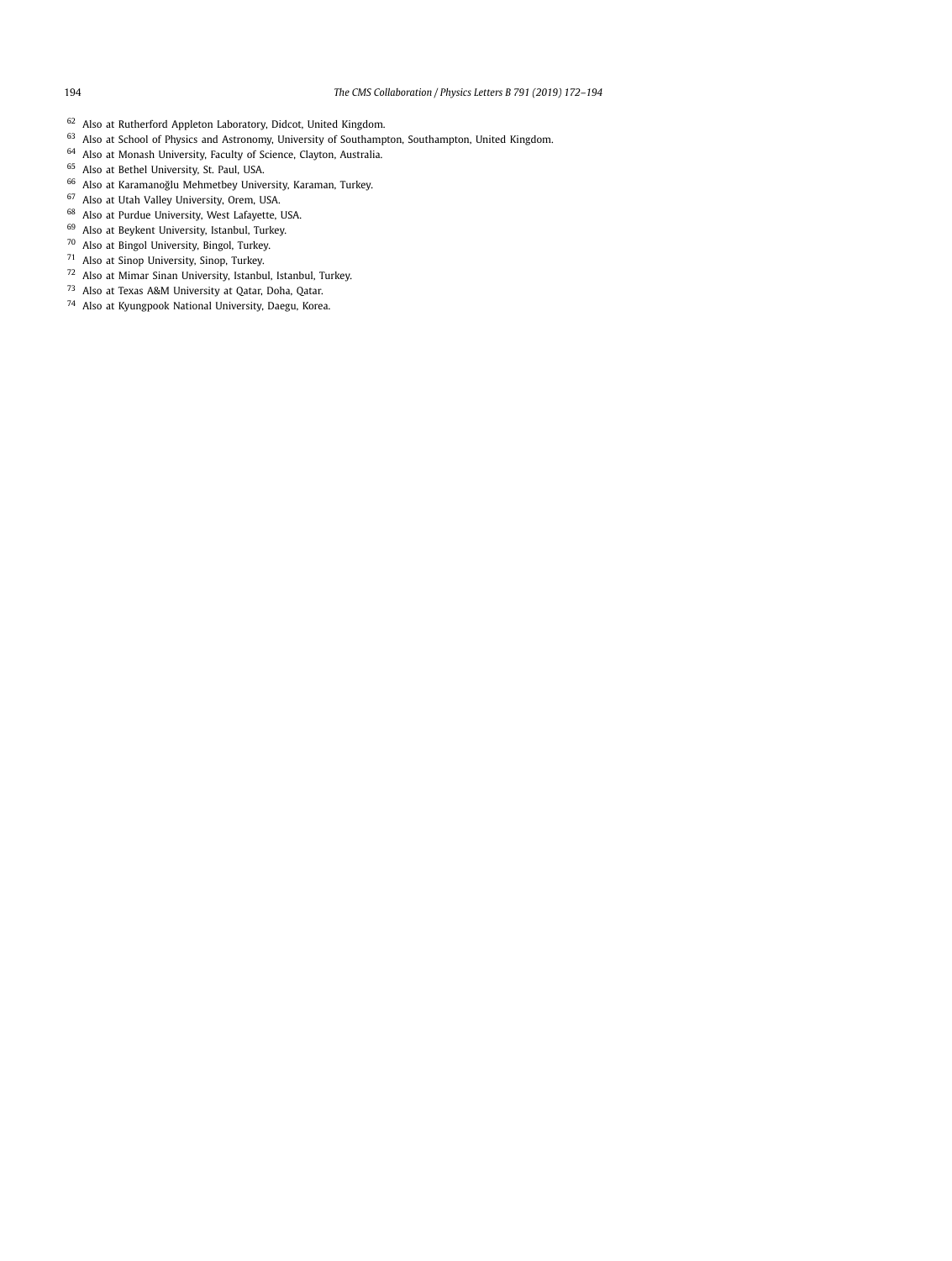[62] Also at Rutherford Appleton Laboratory, Didcot, United Kingdom.
[63] Also at School of Physics and Astronomy, University of Southampton, Southampton, United Kingdom.
[64] Also at Monash University, Faculty of Science, Clayton, Australia.
[65] Also at Bethel University, St. Paul, USA.
[66] Also at Karamanoğlu Mehmetbey University, Karaman, Turkey.
[67] Also at Utah Valley University, Orem, USA.
[68] Also at Purdue University, West Lafayette, USA.
[69] Also at Beykent University, Istanbul, Turkey.
[70] Also at Bingol University, Bingol, Turkey.
[71] Also at Sinop University, Sinop, Turkey.
[72] Also at Mimar Sinan University, Istanbul, Istanbul, Turkey.
[73] Also at Texas A&M University at Qatar, Doha, Qatar.
[74] Also at Kyungpook National University, Daegu, Korea.